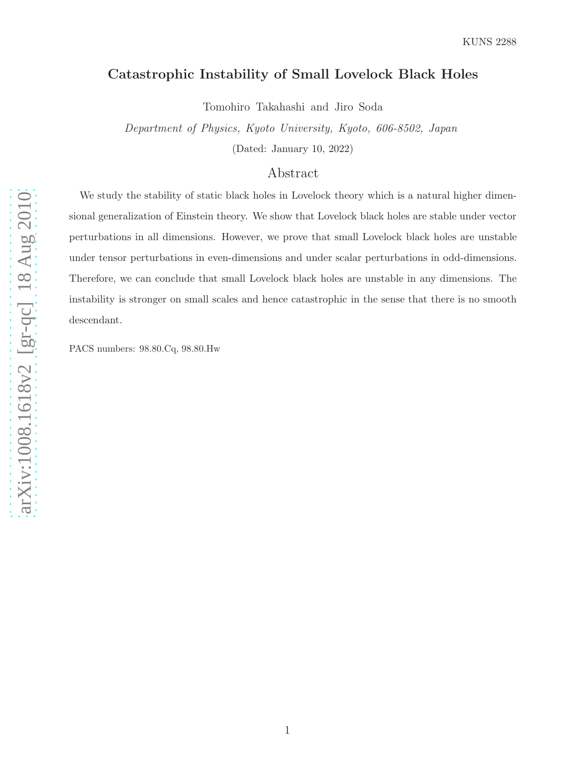KUNS 2288

# Catastrophic Instability of Small Lovelock Black Holes

Tomohiro Takahashi and Jiro Soda

*Department of Physics, Kyoto University, Kyoto, 606-8502, Japan*

(Dated: January 10, 2022)

## Abstract

We study the stability of static black holes in Lovelock theory which is a natural higher dimensional generalization of Einstein theory. We show that Lovelock black holes are stable under vector perturbations in all dimensions. However, we prove that small Lovelock black holes are unstable under tensor perturbations in even-dimensions and under scalar perturbations in odd-dimensions. Therefore, we can conclude that small Lovelock black holes are unstable in any dimensions. The instability is stronger on small scales and hence catastrophic in the sense that there is no smooth descendant.

PACS numbers: 98.80.Cq, 98.80.Hw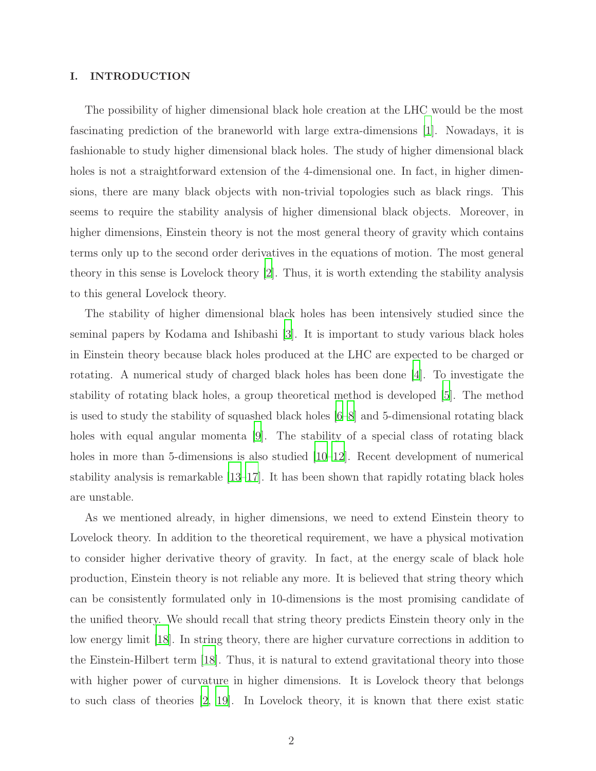## I. INTRODUCTION

The possibility of higher dimensional black hole creation at the LHC would be the most fascinating prediction of the braneworld with large extra-dimensions [1]. Nowadays, it is fashionable to study higher dimensional black holes. The study of higher dimensional black holes is not a straightforward extension of the 4-dimensional one. In fact, in higher dimensions, there are many black objects with non-trivial topologies such as black rings. This seems to require the stability analysis of higher dimensional black objects. Moreover, in higher dimensions, Einstein theory is not the most general theory of gravity which contains terms only up to the second order derivatives in the equations of motion. The most general theory in this sense is Lovelock theory [2]. Thus, it is worth extending the stability analysis to this general Lovelock theory.

The stability of higher dimensional black holes has been intensively studied since the seminal papers by Kodama and Ishibashi [3]. It is important to study various black holes in Einstein theory because black holes produced at the LHC are expected to be charged or rotating. A numerical study of charged black holes has been done [4]. To investigate the stability of rotating black holes, a group theoretical method is developed [5]. The method is used to study the stability of squashed black holes [6–8] and 5-dimensional rotating black holes with equal angular momenta [9]. The stability of a special class of rotating black holes in more than 5-dimensions is also studied [10–12]. Recent development of numerical stability analysis is remarkable [13–17]. It has been shown that rapidly rotating black holes are unstable.

As we mentioned already, in higher dimensions, we need to extend Einstein theory to Lovelock theory. In addition to the theoretical requirement, we have a physical motivation to consider higher derivative theory of gravity. In fact, at the energy scale of black hole production, Einstein theory is not reliable any more. It is believed that string theory which can be consistently formulated only in 10-dimensions is the most promising candidate of the unified theory. We should recall that string theory predicts Einstein theory only in the low energy limit [18]. In string theory, there are higher curvature corrections in addition to the Einstein-Hilbert term [18]. Thus, it is natural to extend gravitational theory into those with higher power of curvature in higher dimensions. It is Lovelock theory that belongs to such class of theories [2, 19]. In Lovelock theory, it is known that there exist static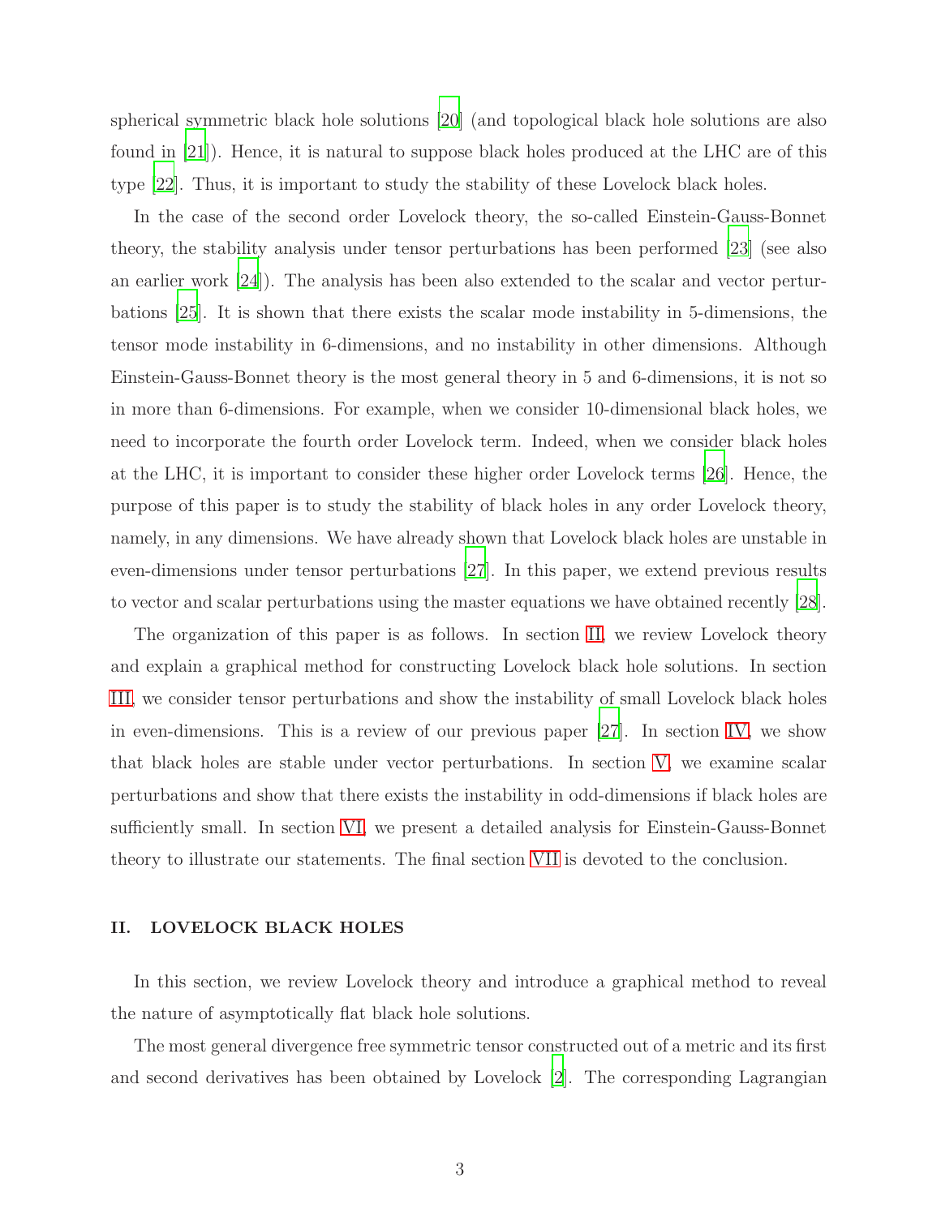spherical symmetric black hole solutions [20] (and topological black hole solutions are also found in [21]). Hence, it is natural to suppose black holes produced at the LHC are of this type [22]. Thus, it is important to study the stability of these Lovelock black holes.

In the case of the second order Lovelock theory, the so-called Einstein-Gauss-Bonnet theory, the stability analysis under tensor perturbations has been performed [23] (see also an earlier work [24]). The analysis has been also extended to the scalar and vector perturbations [25]. It is shown that there exists the scalar mode instability in 5-dimensions, the tensor mode instability in 6-dimensions, and no instability in other dimensions. Although Einstein-Gauss-Bonnet theory is the most general theory in 5 and 6-dimensions, it is not so in more than 6-dimensions. For example, when we consider 10-dimensional black holes, we need to incorporate the fourth order Lovelock term. Indeed, when we consider black holes at the LHC, it is important to consider these higher order Lovelock terms [26]. Hence, the purpose of this paper is to study the stability of black holes in any order Lovelock theory, namely, in any dimensions. We have already shown that Lovelock black holes are unstable in even-dimensions under tensor perturbations [27]. In this paper, we extend previous results to vector and scalar perturbations using the master equations we have obtained recently [28].

The organization of this paper is as follows. In section II, we review Lovelock theory and explain a graphical method for constructing Lovelock black hole solutions. In section III, we consider tensor perturbations and show the instability of small Lovelock black holes in even-dimensions. This is a review of our previous paper [27]. In section IV, we show that black holes are stable under vector perturbations. In section V, we examine scalar perturbations and show that there exists the instability in odd-dimensions if black holes are sufficiently small. In section VI, we present a detailed analysis for Einstein-Gauss-Bonnet theory to illustrate our statements. The final section VII is devoted to the conclusion.

## II. LOVELOCK BLACK HOLES

In this section, we review Lovelock theory and introduce a graphical method to reveal the nature of asymptotically flat black hole solutions.

The most general divergence free symmetric tensor constructed out of a metric and its first and second derivatives has been obtained by Lovelock [2]. The corresponding Lagrangian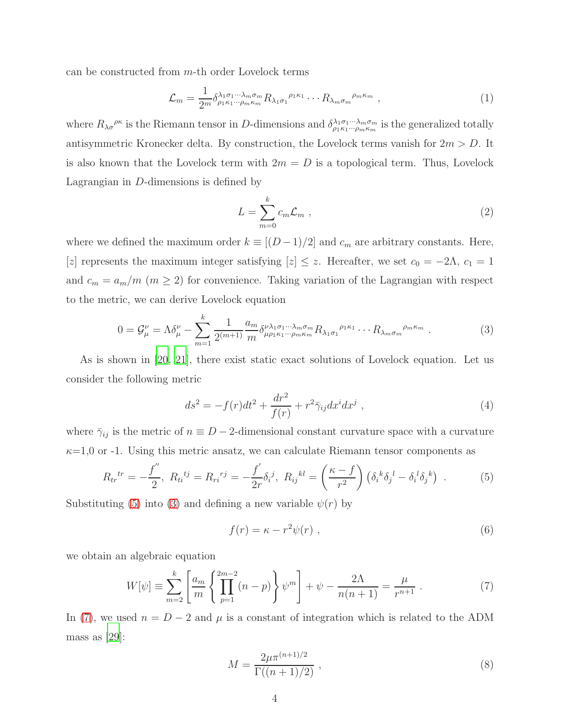can be constructed from $m$-th order Lovelock terms

$$\mathcal{L}_m = \frac{1}{2^m} \delta^{\lambda_1 \sigma_1 \cdots \lambda_m \sigma_m}_{\rho_1 \kappa_1 \cdots \rho_m \kappa_m} R_{\lambda_1 \sigma_1}{}^{\rho_1 \kappa_1} \cdots R_{\lambda_m \sigma_m}{}^{\rho_m \kappa_m} , \tag{1}$$

where $R_{\lambda \sigma}{}^{\rho \kappa}$ is the Riemann tensor in $D$-dimensions and $\delta^{\lambda_1 \sigma_1 \cdots \lambda_m \sigma_m}_{\rho_1 \kappa_1 \cdots \rho_m \kappa_m}$ is the generalized totally antisymmetric Kronecker delta. By construction, the Lovelock terms vanish for $2m > D$. It is also known that the Lovelock term with $2m = D$ is a topological term. Thus, Lovelock Lagrangian in $D$-dimensions is defined by

$$L = \sum_{m=0}^{k} c_m \mathcal{L}_m , \tag{2}$$

where we defined the maximum order $k \equiv [(D-1)/2]$ and $c_m$ are arbitrary constants. Here, $[z]$ represents the maximum integer satisfying $[z] \leq z$. Hereafter, we set $c_0 = -2\Lambda$, $c_1 = 1$ and $c_m = a_m/m$ $(m \geq 2)$ for convenience. Taking variation of the Lagrangian with respect to the metric, we can derive Lovelock equation

$$0 = \mathcal{G}^{\nu}_{\mu} = \Lambda \delta^{\nu}_{\mu} - \sum_{m=1}^{k} \frac{1}{2^{(m+1)}} \frac{a_m}{m} \delta^{\nu \lambda_1 \sigma_1 \cdots \lambda_m \sigma_m}_{\mu \rho_1 \kappa_1 \cdots \rho_m \kappa_m} R_{\lambda_1 \sigma_1}{}^{\rho_1 \kappa_1} \cdots R_{\lambda_m \sigma_m}{}^{\rho_m \kappa_m} . \tag{3}$$

As is shown in [20, 21], there exist static exact solutions of Lovelock equation. Let us consider the following metric

$$ds^2 = -f(r) dt^2 + \frac{dr^2}{f(r)} + r^2 \bar{\gamma}_{ij} dx^i dx^j , \tag{4}$$

where $\bar{\gamma}_{ij}$ is the metric of $n \equiv D-2$-dimensional constant curvature space with a curvature $\kappa$=1,0 or -1. Using this metric ansatz, we can calculate Riemann tensor components as

$$R_{tr}{}^{tr} = -\frac{f^{''}}{2}, \ R_{ti}{}^{tj} = R_{ri}{}^{rj} = -\frac{f^{'}}{2r} \delta_i{}^j, \ R_{ij}{}^{kl} = \left( \frac{\kappa - f}{r^2} \right) \left( \delta_i{}^k \delta_j{}^l - \delta_i{}^l \delta_j{}^k \right) . \tag{5}$$

Substituting (5) into (3) and defining a new variable $\psi(r)$ by

$$f(r) = \kappa - r^2 \psi(r) , \tag{6}$$

we obtain an algebraic equation

$$W[\psi] \equiv \sum_{m=2}^{k} \left[ \frac{a_m}{m} \left\{ \prod_{p=1}^{2m-2} (n-p) \right\} \psi^m \right] + \psi - \frac{2\Lambda}{n(n+1)} = \frac{\mu}{r^{n+1}} . \tag{7}$$

In (7), we used $n = D-2$ and $\mu$ is a constant of integration which is related to the ADM mass as [29]:

$$M = \frac{2\mu \pi^{(n+1)/2}}{\Gamma((n+1)/2)} , \tag{8}$$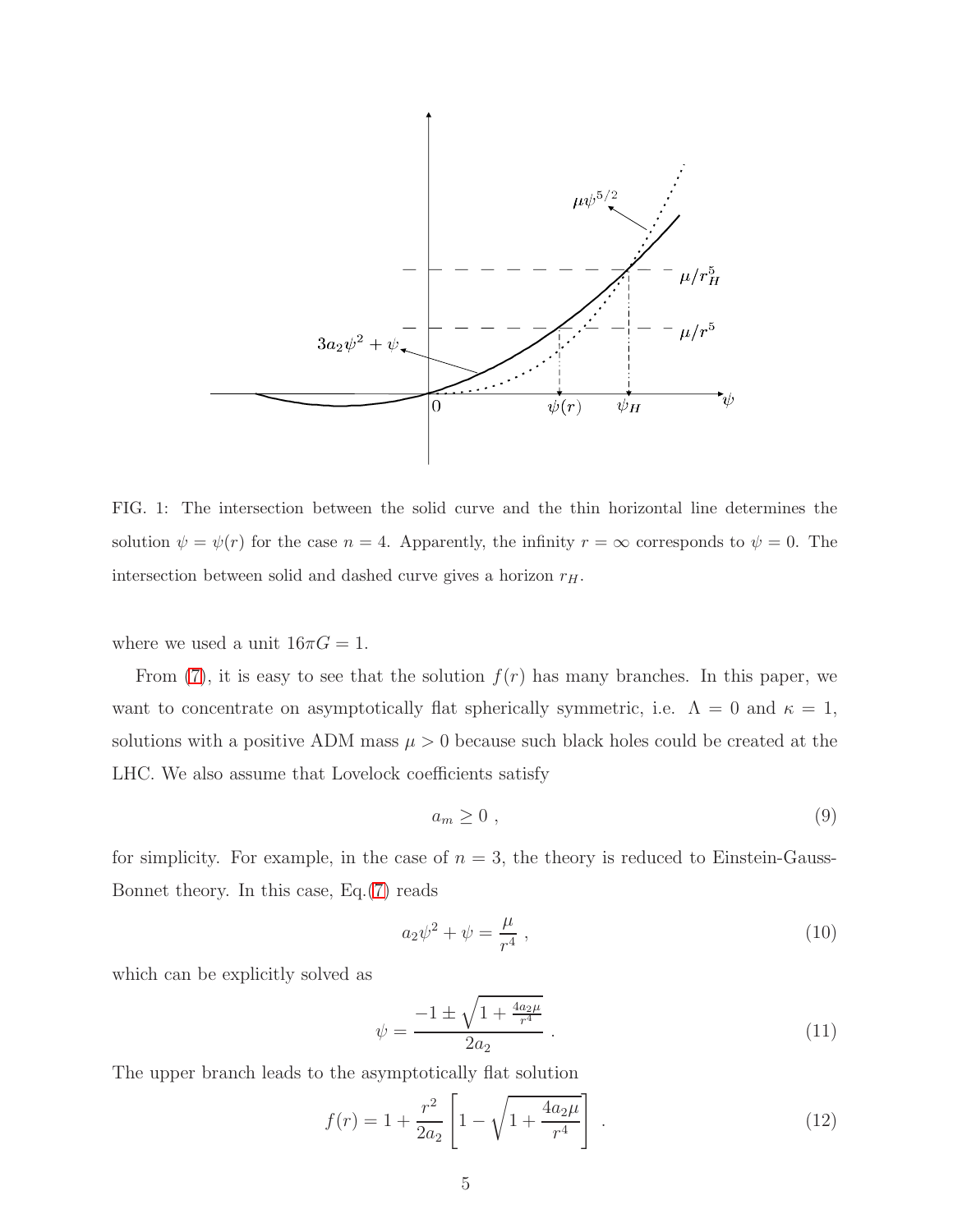FIG. 1: The intersection between the solid curve and the thin horizontal line determines the solution $\psi = \psi(r)$ for the case $n = 4$. Apparently, the infinity $r = \infty$ corresponds to $\psi = 0$. The intersection between solid and dashed curve gives a horizon $r_H$.

where we used a unit $16\pi G = 1$.

From (7), it is easy to see that the solution $f(r)$ has many branches. In this paper, we want to concentrate on asymptotically flat spherically symmetric, i.e. $\Lambda = 0$ and $\kappa = 1$, solutions with a positive ADM mass $\mu > 0$ because such black holes could be created at the LHC. We also assume that Lovelock coefficients satisfy

$$a_m \geq 0 \ , \tag{9}$$

for simplicity. For example, in the case of $n = 3$, the theory is reduced to Einstein-Gauss-Bonnet theory. In this case, Eq.(7) reads

$$a_2 \psi^2 + \psi = \frac{\mu}{r^4} \ , \tag{10}$$

which can be explicitly solved as

$$\psi = \frac{-1 \pm \sqrt{1 + \frac{4a_2\mu}{r^4}}}{2a_2} \ . \tag{11}$$

The upper branch leads to the asymptotically flat solution

$$f(r) = 1 + \frac{r^2}{2a_2}\left[1 - \sqrt{1 + \frac{4a_2\mu}{r^4}}\right] \ . \tag{12}$$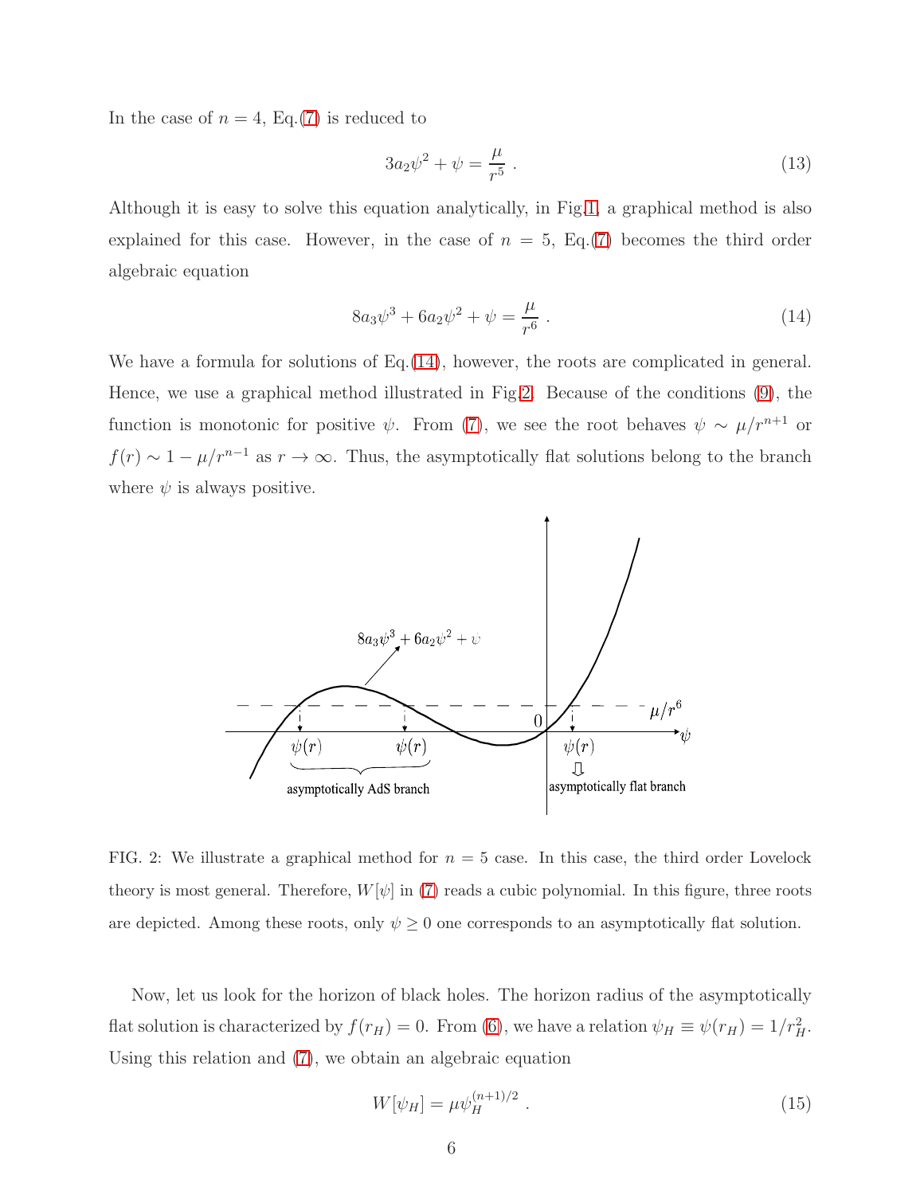In the case of $n = 4$, Eq.(7) is reduced to

$$3a_2\psi^2 + \psi = \frac{\mu}{r^5} \ . \tag{13}$$

Although it is easy to solve this equation analytically, in Fig.1, a graphical method is also explained for this case. However, in the case of $n = 5$, Eq.(7) becomes the third order algebraic equation

$$8a_3\psi^3 + 6a_2\psi^2 + \psi = \frac{\mu}{r^6} \ . \tag{14}$$

We have a formula for solutions of Eq.(14), however, the roots are complicated in general. Hence, we use a graphical method illustrated in Fig.2. Because of the conditions (9), the function is monotonic for positive $\psi$. From (7), we see the root behaves $\psi \sim \mu/r^{n+1}$ or $f(r) \sim 1 - \mu/r^{n-1}$ as $r \to \infty$. Thus, the asymptotically flat solutions belong to the branch where $\psi$ is always positive.

FIG. 2: We illustrate a graphical method for $n = 5$ case. In this case, the third order Lovelock theory is most general. Therefore, $W[\psi]$ in (7) reads a cubic polynomial. In this figure, three roots are depicted. Among these roots, only $\psi \geq 0$ one corresponds to an asymptotically flat solution.

Now, let us look for the horizon of black holes. The horizon radius of the asymptotically flat solution is characterized by $f(r_H) = 0$. From (6), we have a relation $\psi_H \equiv \psi(r_H) = 1/r_H^2$. Using this relation and (7), we obtain an algebraic equation

$$W[\psi_H] = \mu\psi_H^{(n+1)/2} \ . \tag{15}$$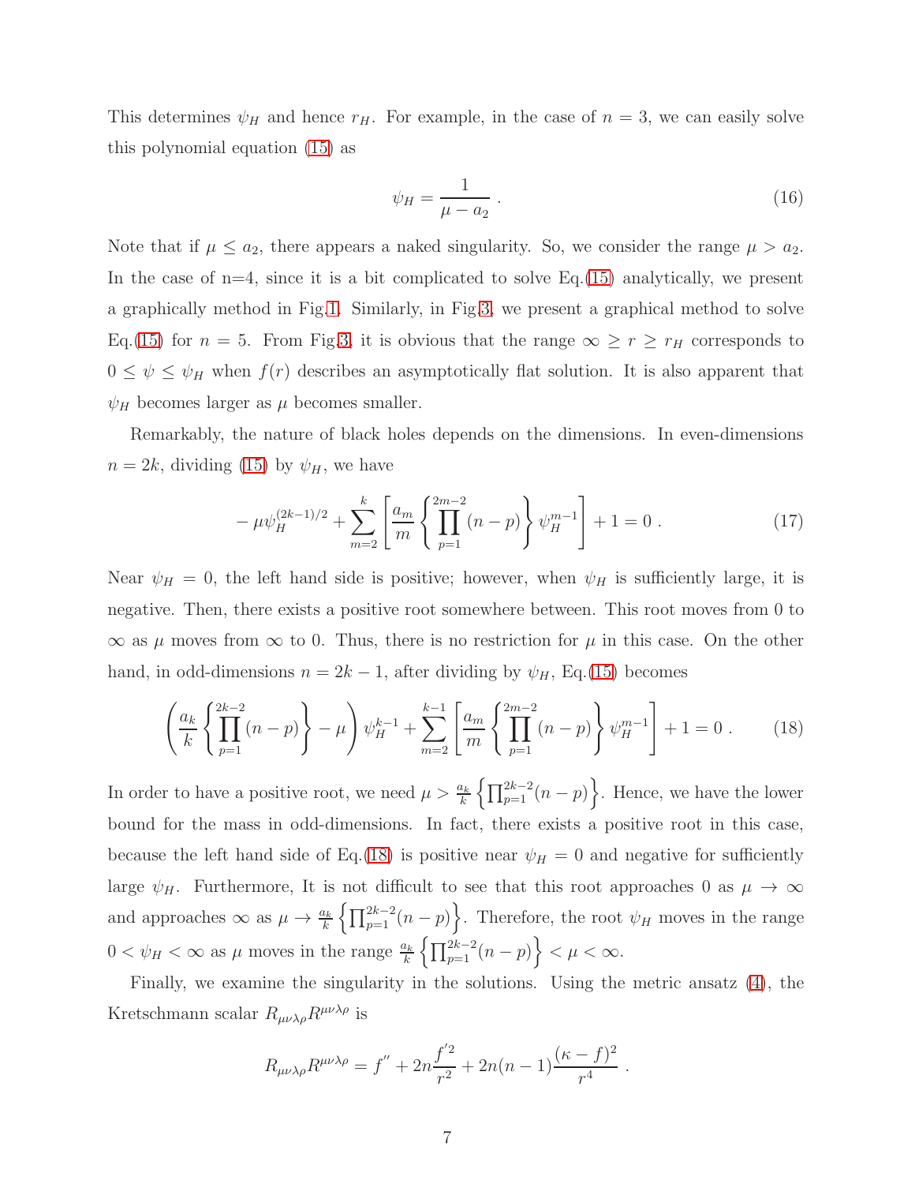This determines $\psi_H$ and hence $r_H$. For example, in the case of $n = 3$, we can easily solve this polynomial equation (15) as

$$\psi_H = \frac{1}{\mu - a_2} \ . \tag{16}$$

Note that if $\mu \leq a_2$, there appears a naked singularity. So, we consider the range $\mu > a_2$. In the case of n=4, since it is a bit complicated to solve Eq.(15) analytically, we present a graphically method in Fig.1. Similarly, in Fig.3, we present a graphical method to solve Eq.(15) for $n = 5$. From Fig.3, it is obvious that the range $\infty \geq r \geq r_H$ corresponds to $0 \leq \psi \leq \psi_H$ when $f(r)$ describes an asymptotically flat solution. It is also apparent that $\psi_H$ becomes larger as $\mu$ becomes smaller.

Remarkably, the nature of black holes depends on the dimensions. In even-dimensions $n = 2k$, dividing (15) by $\psi_H$, we have

$$-\mu\psi_H^{(2k-1)/2} + \sum_{m=2}^{k}\left[\frac{a_m}{m}\left\{\prod_{p=1}^{2m-2}(n-p)\right\}\psi_H^{m-1}\right] + 1 = 0 \ . \tag{17}$$

Near $\psi_H = 0$, the left hand side is positive; however, when $\psi_H$ is sufficiently large, it is negative. Then, there exists a positive root somewhere between. This root moves from 0 to $\infty$ as $\mu$ moves from $\infty$ to 0. Thus, there is no restriction for $\mu$ in this case. On the other hand, in odd-dimensions $n = 2k - 1$, after dividing by $\psi_H$, Eq.(15) becomes

$$\left(\frac{a_k}{k}\left\{\prod_{p=1}^{2k-2}(n-p)\right\} - \mu\right)\psi_H^{k-1} + \sum_{m=2}^{k-1}\left[\frac{a_m}{m}\left\{\prod_{p=1}^{2m-2}(n-p)\right\}\psi_H^{m-1}\right] + 1 = 0 \ . \tag{18}$$

In order to have a positive root, we need $\mu > \frac{a_k}{k}\left\{\prod_{p=1}^{2k-2}(n-p)\right\}$. Hence, we have the lower bound for the mass in odd-dimensions. In fact, there exists a positive root in this case, because the left hand side of Eq.(18) is positive near $\psi_H = 0$ and negative for sufficiently large $\psi_H$. Furthermore, It is not difficult to see that this root approaches 0 as $\mu \to \infty$ and approaches $\infty$ as $\mu \to \frac{a_k}{k}\left\{\prod_{p=1}^{2k-2}(n-p)\right\}$. Therefore, the root $\psi_H$ moves in the range $0 < \psi_H < \infty$ as $\mu$ moves in the range $\frac{a_k}{k}\left\{\prod_{p=1}^{2k-2}(n-p)\right\} < \mu < \infty$.

Finally, we examine the singularity in the solutions. Using the metric ansatz (4), the Kretschmann scalar $R_{\mu\nu\lambda\rho}R^{\mu\nu\lambda\rho}$ is

$$R_{\mu\nu\lambda\rho}R^{\mu\nu\lambda\rho} = f'' + 2n\frac{f'^2}{r^2} + 2n(n-1)\frac{(\kappa - f)^2}{r^4} \ .$$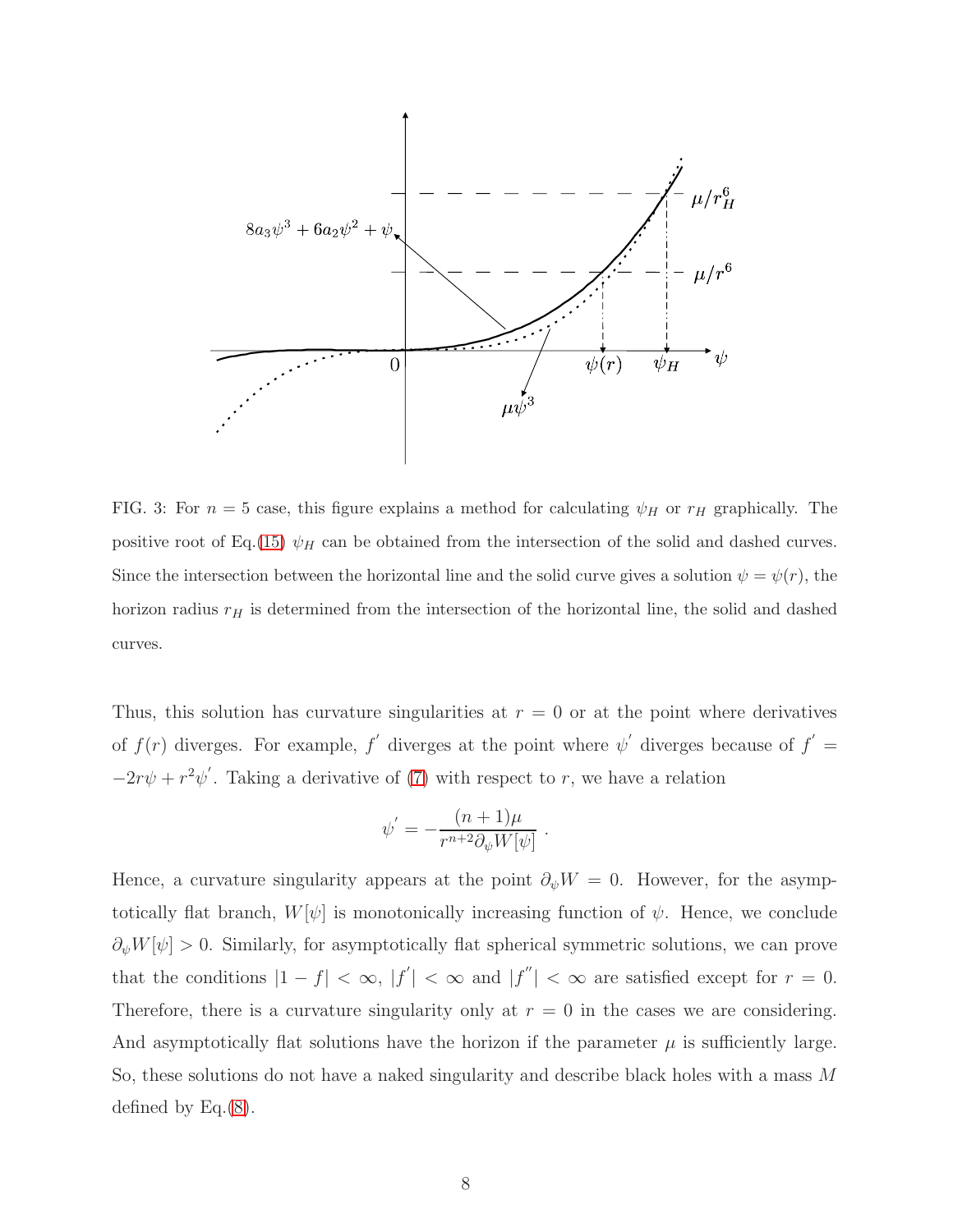FIG. 3: For $n = 5$ case, this figure explains a method for calculating $\psi_H$ or $r_H$ graphically. The positive root of Eq.(15) $\psi_H$ can be obtained from the intersection of the solid and dashed curves. Since the intersection between the horizontal line and the solid curve gives a solution $\psi = \psi(r)$, the horizon radius $r_H$ is determined from the intersection of the horizontal line, the solid and dashed curves.

Thus, this solution has curvature singularities at $r = 0$ or at the point where derivatives of $f(r)$ diverges. For example, $f'$ diverges at the point where $\psi'$ diverges because of $f' = -2r\psi + r^2\psi'$. Taking a derivative of (7) with respect to $r$, we have a relation

$$\psi' = -\frac{(n+1)\mu}{r^{n+2}\partial_\psi W[\psi]} \ .$$

Hence, a curvature singularity appears at the point $\partial_\psi W = 0$. However, for the asymptotically flat branch, $W[\psi]$ is monotonically increasing function of $\psi$. Hence, we conclude $\partial_\psi W[\psi] > 0$. Similarly, for asymptotically flat spherical symmetric solutions, we can prove that the conditions $|1 - f| < \infty$, $|f'| < \infty$ and $|f''| < \infty$ are satisfied except for $r = 0$. Therefore, there is a curvature singularity only at $r = 0$ in the cases we are considering. And asymptotically flat solutions have the horizon if the parameter $\mu$ is sufficiently large. So, these solutions do not have a naked singularity and describe black holes with a mass $M$ defined by Eq.(8).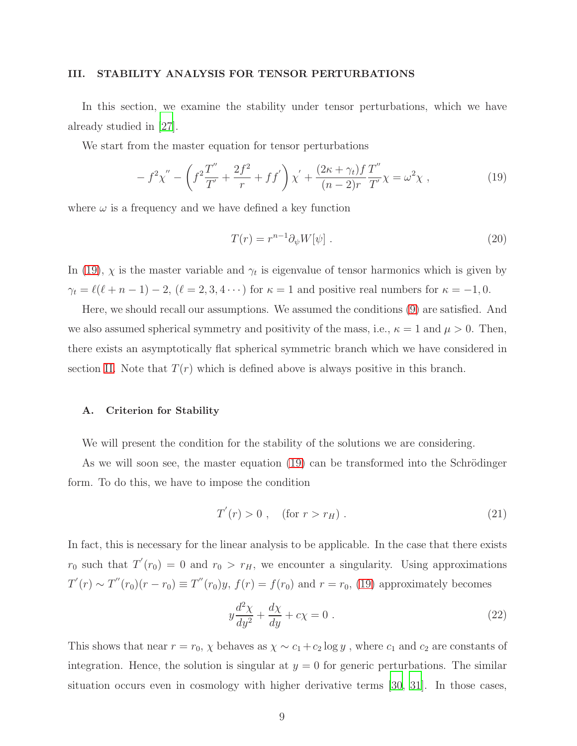## III. STABILITY ANALYSIS FOR TENSOR PERTURBATIONS

In this section, we examine the stability under tensor perturbations, which we have already studied in [27].

We start from the master equation for tensor perturbations

$$-f^2\chi^{''} - \left(f^2\frac{T^{''}}{T^{'}} + \frac{2f^2}{r} + ff^{'}\right)\chi^{'} + \frac{(2\kappa+\gamma_t)f}{(n-2)r}\frac{T^{''}}{T^{'}}\chi = \omega^2\chi \ , \tag{19}$$

where $\omega$ is a frequency and we have defined a key function

$$T(r) = r^{n-1}\partial_\psi W[\psi] \ . \tag{20}$$

In (19), $\chi$ is the master variable and $\gamma_t$ is eigenvalue of tensor harmonics which is given by $\gamma_t = \ell(\ell+n-1)-2$, $(\ell = 2, 3, 4\cdots)$ for $\kappa = 1$ and positive real numbers for $\kappa = -1, 0$.

Here, we should recall our assumptions. We assumed the conditions (9) are satisfied. And we also assumed spherical symmetry and positivity of the mass, i.e., $\kappa = 1$ and $\mu > 0$. Then, there exists an asymptotically flat spherical symmetric branch which we have considered in section II. Note that $T(r)$ which is defined above is always positive in this branch.

### A. Criterion for Stability

We will present the condition for the stability of the solutions we are considering.

As we will soon see, the master equation (19) can be transformed into the Schrödinger form. To do this, we have to impose the condition

$$T^{'}(r) > 0 \ , \quad (\text{for } r > r_H) \ . \tag{21}$$

In fact, this is necessary for the linear analysis to be applicable. In the case that there exists $r_0$ such that $T^{'}(r_0) = 0$ and $r_0 > r_H$, we encounter a singularity. Using approximations $T^{'}(r) \sim T^{''}(r_0)(r-r_0) \equiv T^{''}(r_0)y$, $f(r) = f(r_0)$ and $r = r_0$, (19) approximately becomes

$$y\frac{d^2\chi}{dy^2} + \frac{d\chi}{dy} + c\chi = 0 \ . \tag{22}$$

This shows that near $r = r_0$, $\chi$ behaves as $\chi \sim c_1 + c_2 \log y$ , where $c_1$ and $c_2$ are constants of integration. Hence, the solution is singular at $y = 0$ for generic perturbations. The similar situation occurs even in cosmology with higher derivative terms [30, 31]. In those cases,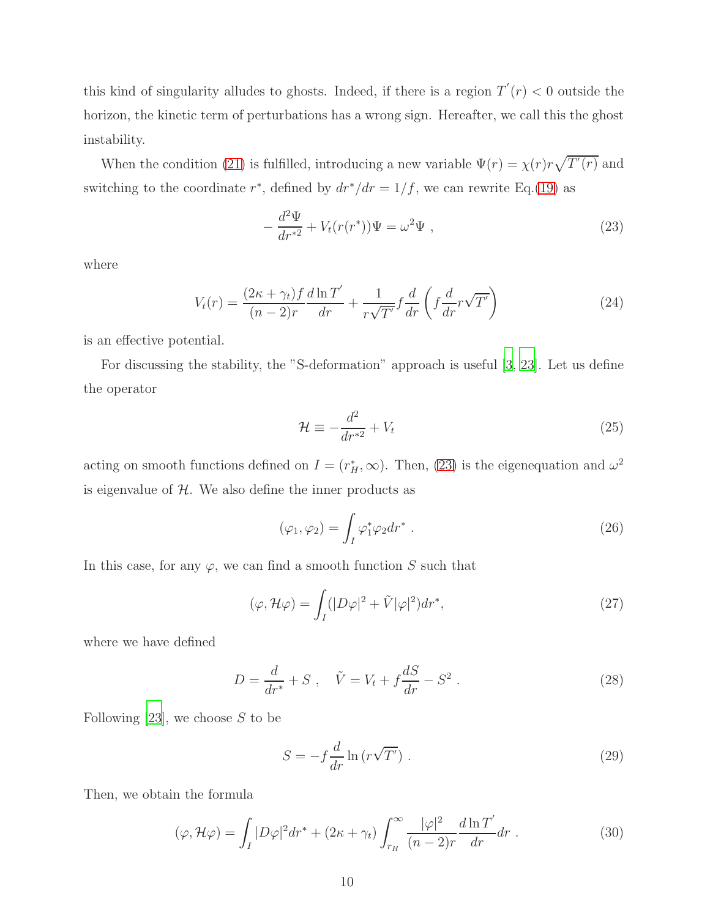this kind of singularity alludes to ghosts. Indeed, if there is a region $T'(r) < 0$ outside the horizon, the kinetic term of perturbations has a wrong sign. Hereafter, we call this the ghost instability.

When the condition (21) is fulfilled, introducing a new variable $\Psi(r) = \chi(r) r \sqrt{T'(r)}$ and switching to the coordinate $r^*$, defined by $dr^*/dr = 1/f$, we can rewrite Eq.(19) as

$$-\frac{d^2\Psi}{dr^{*2}} + V_t(r(r^*))\Psi = \omega^2 \Psi \ , \tag{23}$$

where

$$V_t(r) = \frac{(2\kappa + \gamma_t) f}{(n-2) r} \frac{d \ln T'}{dr} + \frac{1}{r\sqrt{T'}} f \frac{d}{dr}\left( f \frac{d}{dr} r \sqrt{T'} \right) \tag{24}$$

is an effective potential.

For discussing the stability, the "S-deformation" approach is useful [3, 23]. Let us define the operator

$$\mathcal{H} \equiv -\frac{d^2}{dr^{*2}} + V_t \tag{25}$$

acting on smooth functions defined on $I = (r_H^*, \infty)$. Then, (23) is the eigenequation and $\omega^2$ is eigenvalue of $\mathcal{H}$. We also define the inner products as

$$(\varphi_1, \varphi_2) = \int_I \varphi_1^* \varphi_2 dr^* \ . \tag{26}$$

In this case, for any $\varphi$, we can find a smooth function $S$ such that

$$(\varphi, \mathcal{H}\varphi) = \int_I (|D\varphi|^2 + \tilde{V}|\varphi|^2) dr^*, \tag{27}$$

where we have defined

$$D = \frac{d}{dr^*} + S \ , \quad \tilde{V} = V_t + f\frac{dS}{dr} - S^2 \ . \tag{28}$$

Following [23], we choose $S$ to be

$$S = -f \frac{d}{dr} \ln (r\sqrt{T'}) \ . \tag{29}$$

Then, we obtain the formula

$$(\varphi, \mathcal{H}\varphi) = \int_I |D\varphi|^2 dr^* + (2\kappa + \gamma_t) \int_{r_H}^{\infty} \frac{|\varphi|^2}{(n-2)r} \frac{d \ln T'}{dr} dr \ . \tag{30}$$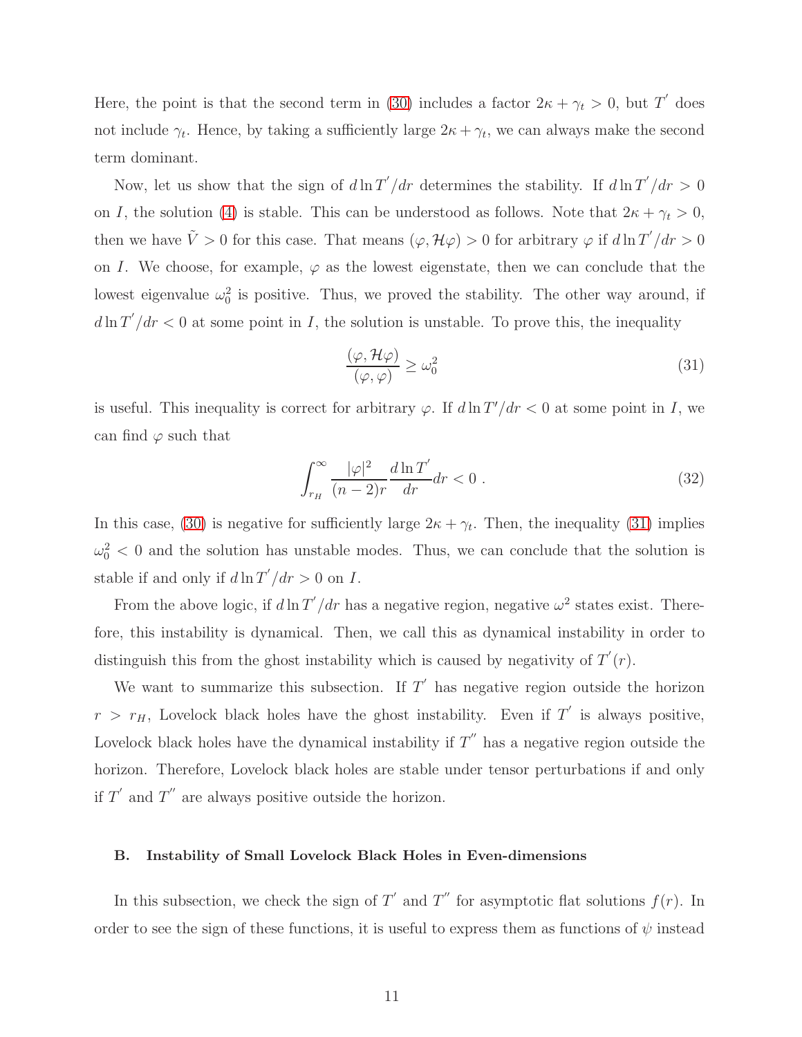Here, the point is that the second term in (30) includes a factor $2\kappa + \gamma_t > 0$, but $T'$ does not include $\gamma_t$. Hence, by taking a sufficiently large $2\kappa + \gamma_t$, we can always make the second term dominant.

Now, let us show that the sign of $d\ln T'/dr$ determines the stability. If $d\ln T'/dr > 0$ on $I$, the solution (4) is stable. This can be understood as follows. Note that $2\kappa + \gamma_t > 0$, then we have $\tilde{V} > 0$ for this case. That means $(\varphi, \mathcal{H}\varphi) > 0$ for arbitrary $\varphi$ if $d\ln T'/dr > 0$ on $I$. We choose, for example, $\varphi$ as the lowest eigenstate, then we can conclude that the lowest eigenvalue $\omega_0^2$ is positive. Thus, we proved the stability. The other way around, if $d\ln T'/dr < 0$ at some point in $I$, the solution is unstable. To prove this, the inequality

$$
\frac{(\varphi, \mathcal{H}\varphi)}{(\varphi, \varphi)} \geq \omega_0^2 \tag{31}
$$

is useful. This inequality is correct for arbitrary $\varphi$. If $d\ln T'/dr < 0$ at some point in $I$, we can find $\varphi$ such that

$$
\int_{r_H}^{\infty} \frac{|\varphi|^2}{(n-2)r} \frac{d\ln T'}{dr} dr < 0 \ . \tag{32}
$$

In this case, (30) is negative for sufficiently large $2\kappa + \gamma_t$. Then, the inequality (31) implies $\omega_0^2 < 0$ and the solution has unstable modes. Thus, we can conclude that the solution is stable if and only if $d\ln T'/dr > 0$ on $I$.

From the above logic, if $d\ln T'/dr$ has a negative region, negative $\omega^2$ states exist. Therefore, this instability is dynamical. Then, we call this as dynamical instability in order to distinguish this from the ghost instability which is caused by negativity of $T'(r)$.

We want to summarize this subsection. If $T'$ has negative region outside the horizon $r > r_H$, Lovelock black holes have the ghost instability. Even if $T'$ is always positive, Lovelock black holes have the dynamical instability if $T''$ has a negative region outside the horizon. Therefore, Lovelock black holes are stable under tensor perturbations if and only if $T'$ and $T''$ are always positive outside the horizon.

### B. Instability of Small Lovelock Black Holes in Even-dimensions

In this subsection, we check the sign of $T'$ and $T''$ for asymptotic flat solutions $f(r)$. In order to see the sign of these functions, it is useful to express them as functions of $\psi$ instead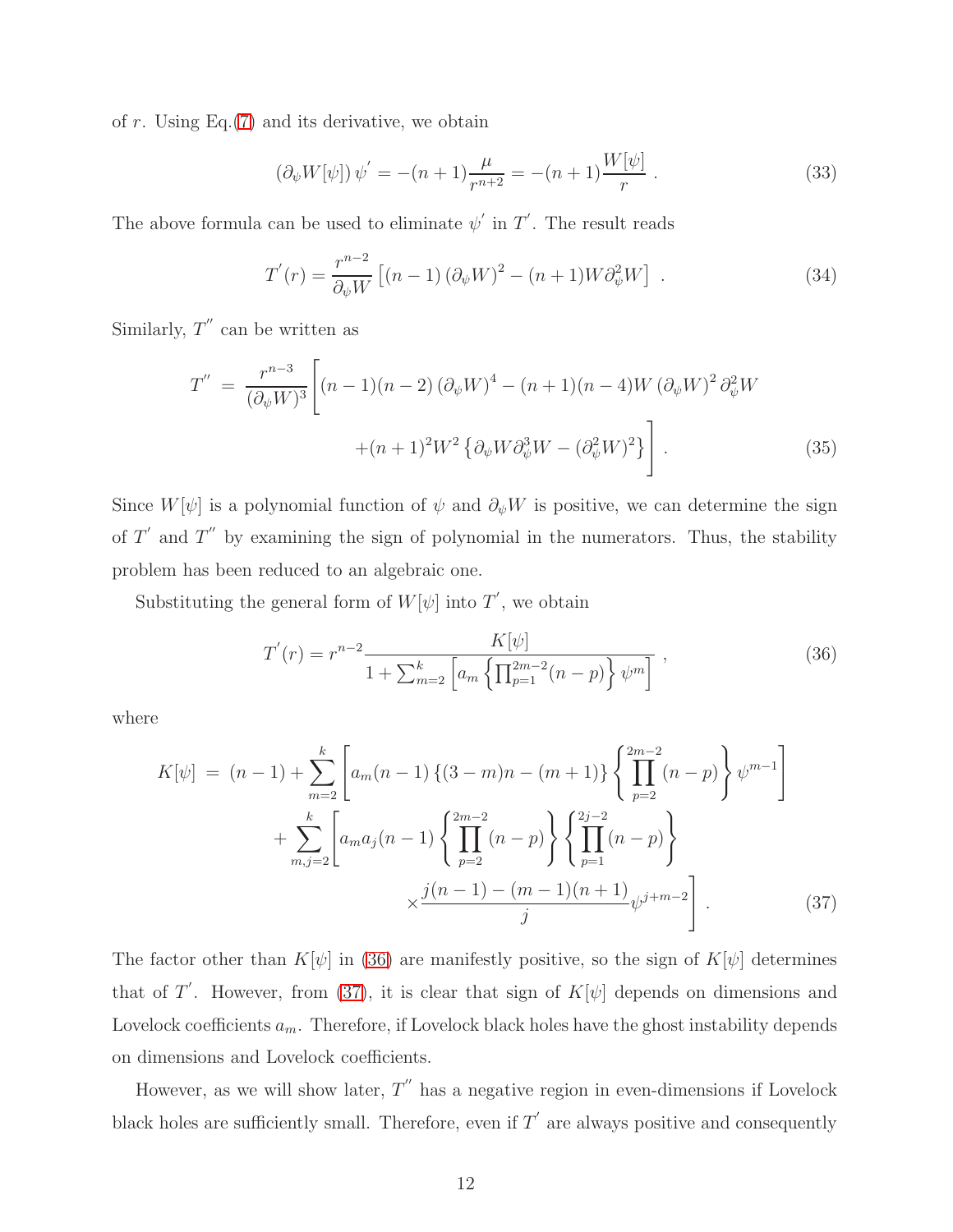of $r$. Using Eq.(7) and its derivative, we obtain

$$\left(\partial_\psi W[\psi]\right) \psi^{'} = -(n+1)\frac{\mu}{r^{n+2}} = -(n+1)\frac{W[\psi]}{r} \ . \tag{33}$$

The above formula can be used to eliminate $\psi^{'}$ in $T^{'}$. The result reads

$$T^{'}(r) = \frac{r^{n-2}}{\partial_\psi W}\left[(n-1)\left(\partial_\psi W\right)^2 - (n+1)W\partial_\psi^2 W\right] \ . \tag{34}$$

Similarly, $T^{''}$ can be written as

$$\begin{aligned} T^{''} \ = \ & \frac{r^{n-3}}{(\partial_\psi W)^3}\Bigg[(n-1)(n-2)\left(\partial_\psi W\right)^4 - (n+1)(n-4)W\left(\partial_\psi W\right)^2\partial_\psi^2 W \\ & \qquad\qquad +(n+1)^2 W^2\left\{\partial_\psi W\partial_\psi^3 W - (\partial_\psi^2 W)^2\right\}\Bigg] \ . \end{aligned} \tag{35}$$

Since $W[\psi]$ is a polynomial function of $\psi$ and $\partial_\psi W$ is positive, we can determine the sign of $T^{'}$ and $T^{''}$ by examining the sign of polynomial in the numerators. Thus, the stability problem has been reduced to an algebraic one.

Substituting the general form of $W[\psi]$ into $T^{'}$, we obtain

$$T^{'}(r) = r^{n-2}\frac{K[\psi]}{1+\sum_{m=2}^{k}\left[a_m\left\{\prod_{p=1}^{2m-2}(n-p)\right\}\psi^m\right]} \ , \tag{36}$$

where

$$\begin{aligned} K[\psi] \ = \ & (n-1) + \sum_{m=2}^{k}\left[a_m(n-1)\left\{(3-m)n-(m+1)\right\}\left\{\prod_{p=2}^{2m-2}(n-p)\right\}\psi^{m-1}\right] \\ & + \sum_{m,j=2}^{k}\Bigg[a_m a_j(n-1)\left\{\prod_{p=2}^{2m-2}(n-p)\right\}\left\{\prod_{p=1}^{2j-2}(n-p)\right\} \\ & \qquad\qquad \times\frac{j(n-1)-(m-1)(n+1)}{j}\psi^{j+m-2}\Bigg] \ . \end{aligned} \tag{37}$$

The factor other than $K[\psi]$ in (36) are manifestly positive, so the sign of $K[\psi]$ determines that of $T^{'}$. However, from (37), it is clear that sign of $K[\psi]$ depends on dimensions and Lovelock coefficients $a_m$. Therefore, if Lovelock black holes have the ghost instability depends on dimensions and Lovelock coefficients.

However, as we will show later, $T^{''}$ has a negative region in even-dimensions if Lovelock black holes are sufficiently small. Therefore, even if $T^{'}$ are always positive and consequently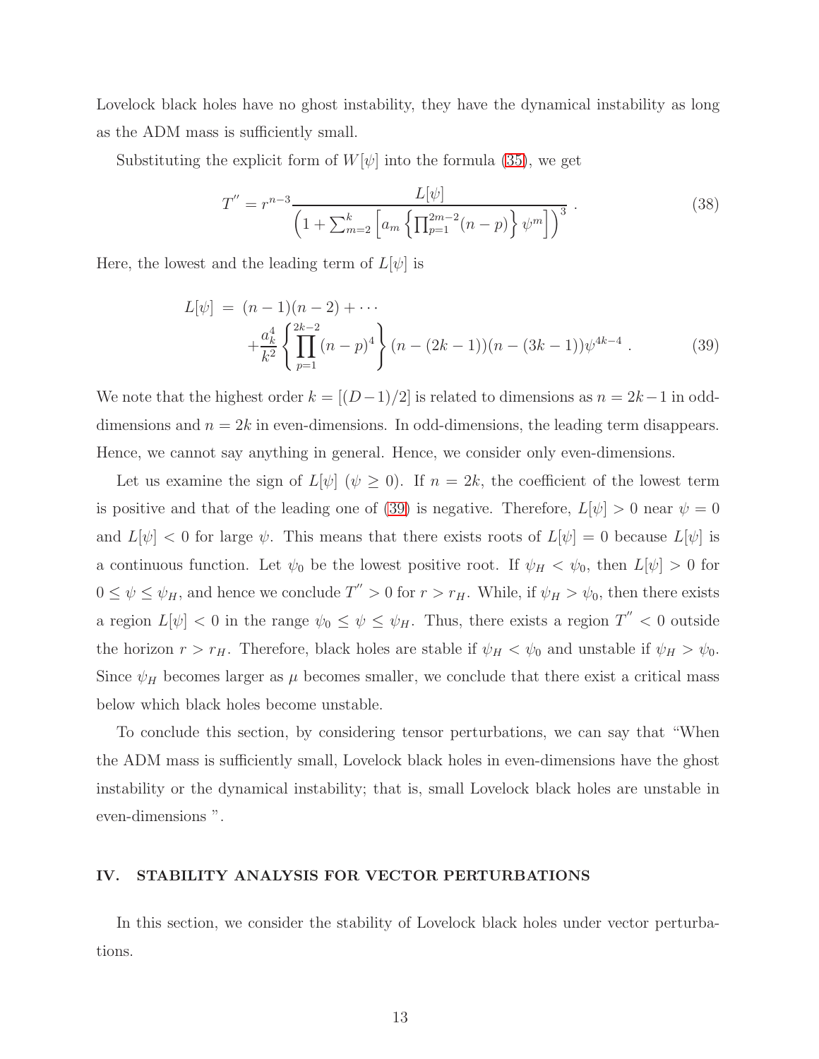Lovelock black holes have no ghost instability, they have the dynamical instability as long as the ADM mass is sufficiently small.

Substituting the explicit form of $W[\psi]$ into the formula (35), we get

$$
T'' = r^{n-3} \frac{L[\psi]}{\left(1+\sum_{m=2}^{k}\left[a_m \left\{\prod_{p=1}^{2m-2}(n-p)\right\}\psi^m\right]\right)^3} \,. \tag{38}
$$

Here, the lowest and the leading term of $L[\psi]$ is

$$
\begin{aligned}
L[\psi] \;=\; & (n-1)(n-2) + \cdots \\
& + \frac{a_k^4}{k^2}\left\{\prod_{p=1}^{2k-2}(n-p)^4\right\}(n-(2k-1))(n-(3k-1))\psi^{4k-4} \,.
\end{aligned} \tag{39}
$$

We note that the highest order $k = [(D-1)/2]$ is related to dimensions as $n = 2k-1$ in odd-dimensions and $n = 2k$ in even-dimensions. In odd-dimensions, the leading term disappears. Hence, we cannot say anything in general. Hence, we consider only even-dimensions.

Let us examine the sign of $L[\psi]$ ($\psi \geq 0$). If $n = 2k$, the coefficient of the lowest term is positive and that of the leading one of (39) is negative. Therefore, $L[\psi] > 0$ near $\psi = 0$ and $L[\psi] < 0$ for large $\psi$. This means that there exists roots of $L[\psi] = 0$ because $L[\psi]$ is a continuous function. Let $\psi_0$ be the lowest positive root. If $\psi_H < \psi_0$, then $L[\psi] > 0$ for $0 \leq \psi \leq \psi_H$, and hence we conclude $T'' > 0$ for $r > r_H$. While, if $\psi_H > \psi_0$, then there exists a region $L[\psi] < 0$ in the range $\psi_0 \leq \psi \leq \psi_H$. Thus, there exists a region $T'' < 0$ outside the horizon $r > r_H$. Therefore, black holes are stable if $\psi_H < \psi_0$ and unstable if $\psi_H > \psi_0$. Since $\psi_H$ becomes larger as $\mu$ becomes smaller, we conclude that there exist a critical mass below which black holes become unstable.

To conclude this section, by considering tensor perturbations, we can say that "When the ADM mass is sufficiently small, Lovelock black holes in even-dimensions have the ghost instability or the dynamical instability; that is, small Lovelock black holes are unstable in even-dimensions ".

## IV. STABILITY ANALYSIS FOR VECTOR PERTURBATIONS

In this section, we consider the stability of Lovelock black holes under vector perturbations.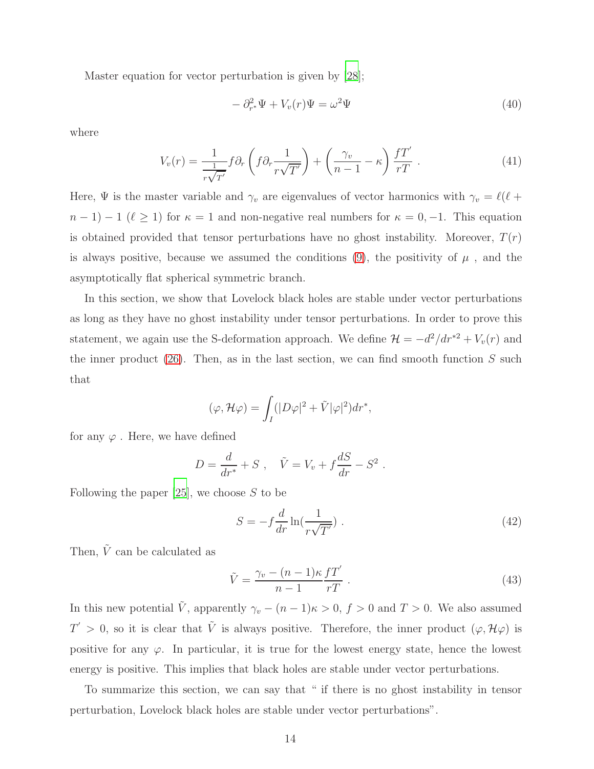Master equation for vector perturbation is given by [28];

$$-\partial_{r^*}^2\Psi + V_v(r)\Psi = \omega^2\Psi \tag{40}$$

where

$$V_v(r) = \frac{1}{\frac{1}{r\sqrt{T'}}} f\partial_r\left(f\partial_r \frac{1}{r\sqrt{T'}}\right) + \left(\frac{\gamma_v}{n-1} - \kappa\right)\frac{fT'}{rT} \ . \tag{41}$$

Here, $\Psi$ is the master variable and $\gamma_v$ are eigenvalues of vector harmonics with $\gamma_v = \ell(\ell + n - 1) - 1$ ($\ell \geq 1$) for $\kappa = 1$ and non-negative real numbers for $\kappa = 0, -1$. This equation is obtained provided that tensor perturbations have no ghost instability. Moreover, $T(r)$ is always positive, because we assumed the conditions (9), the positivity of $\mu$ , and the asymptotically flat spherical symmetric branch.

In this section, we show that Lovelock black holes are stable under vector perturbations as long as they have no ghost instability under tensor perturbations. In order to prove this statement, we again use the S-deformation approach. We define $\mathcal{H} = -d^2/dr^{*2} + V_v(r)$ and the inner product (26). Then, as in the last section, we can find smooth function $S$ such that

$$(\varphi, \mathcal{H}\varphi) = \int_I (|D\varphi|^2 + \tilde{V}|\varphi|^2)dr^*,$$

for any $\varphi$ . Here, we have defined

$$D = \frac{d}{dr^*} + S \ , \quad \tilde{V} = V_v + f\frac{dS}{dr} - S^2 \ .$$

Following the paper [25], we choose $S$ to be

$$S = -f\frac{d}{dr}\ln\left(\frac{1}{r\sqrt{T'}}\right) \ . \tag{42}$$

Then, $\tilde{V}$ can be calculated as

$$\tilde{V} = \frac{\gamma_v - (n-1)\kappa}{n-1}\frac{fT'}{rT} \ . \tag{43}$$

In this new potential $\tilde{V}$, apparently $\gamma_v - (n-1)\kappa > 0$, $f > 0$ and $T > 0$. We also assumed $T' > 0$, so it is clear that $\tilde{V}$ is always positive. Therefore, the inner product $(\varphi, \mathcal{H}\varphi)$ is positive for any $\varphi$. In particular, it is true for the lowest energy state, hence the lowest energy is positive. This implies that black holes are stable under vector perturbations.

To summarize this section, we can say that " if there is no ghost instability in tensor perturbation, Lovelock black holes are stable under vector perturbations".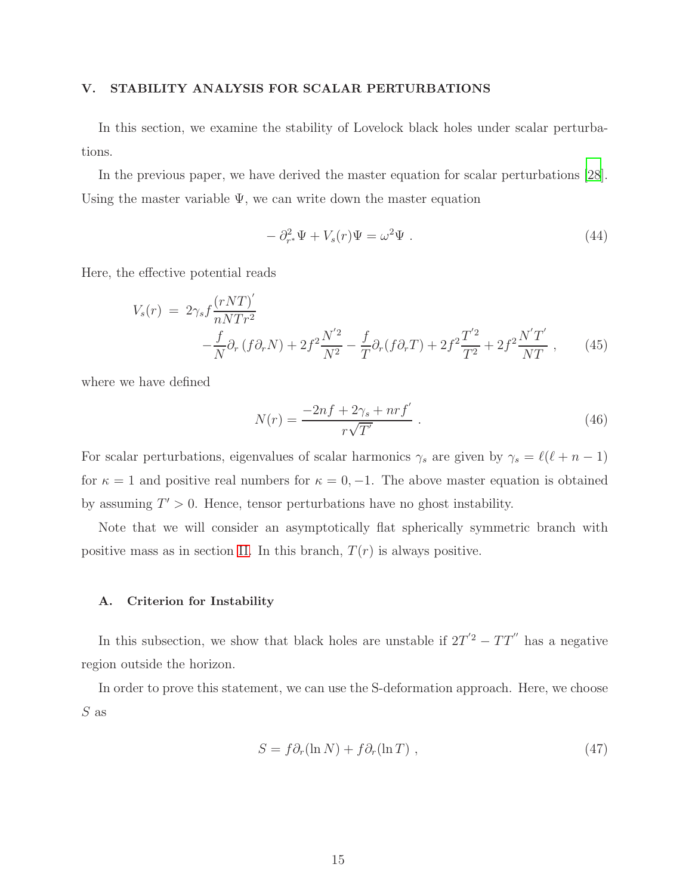## V. STABILITY ANALYSIS FOR SCALAR PERTURBATIONS

In this section, we examine the stability of Lovelock black holes under scalar perturbations.

In the previous paper, we have derived the master equation for scalar perturbations [28]. Using the master variable $\Psi$, we can write down the master equation

$$-\partial_{r^*}^2 \Psi + V_s(r)\Psi = \omega^2 \Psi \ . \tag{44}$$

Here, the effective potential reads

$$\begin{aligned} V_s(r) \ =& \ 2\gamma_s f \frac{(rNT)^{'}}{nNTr^2} \\ & -\frac{f}{N}\partial_r \left(f \partial_r N\right) + 2f^2 \frac{N^{'2}}{N^2} - \frac{f}{T}\partial_r (f\partial_r T) + 2f^2\frac{T^{'2}}{T^2} + 2f^2\frac{N^{'}T^{'}}{NT} \ , \end{aligned} \tag{45}$$

where we have defined

$$N(r) = \frac{-2nf + 2\gamma_s + nrf^{'}}{r\sqrt{T^{'}}} \ . \tag{46}$$

For scalar perturbations, eigenvalues of scalar harmonics $\gamma_s$ are given by $\gamma_s = \ell(\ell+n-1)$ for $\kappa = 1$ and positive real numbers for $\kappa = 0, -1$. The above master equation is obtained by assuming $T' > 0$. Hence, tensor perturbations have no ghost instability.

Note that we will consider an asymptotically flat spherically symmetric branch with positive mass as in section II. In this branch, $T(r)$ is always positive.

### A. Criterion for Instability

In this subsection, we show that black holes are unstable if $2T^{'2} - TT^{''}$ has a negative region outside the horizon.

In order to prove this statement, we can use the S-deformation approach. Here, we choose $S$ as

$$S = f\partial_r (\ln N) + f\partial_r (\ln T) \ , \tag{47}$$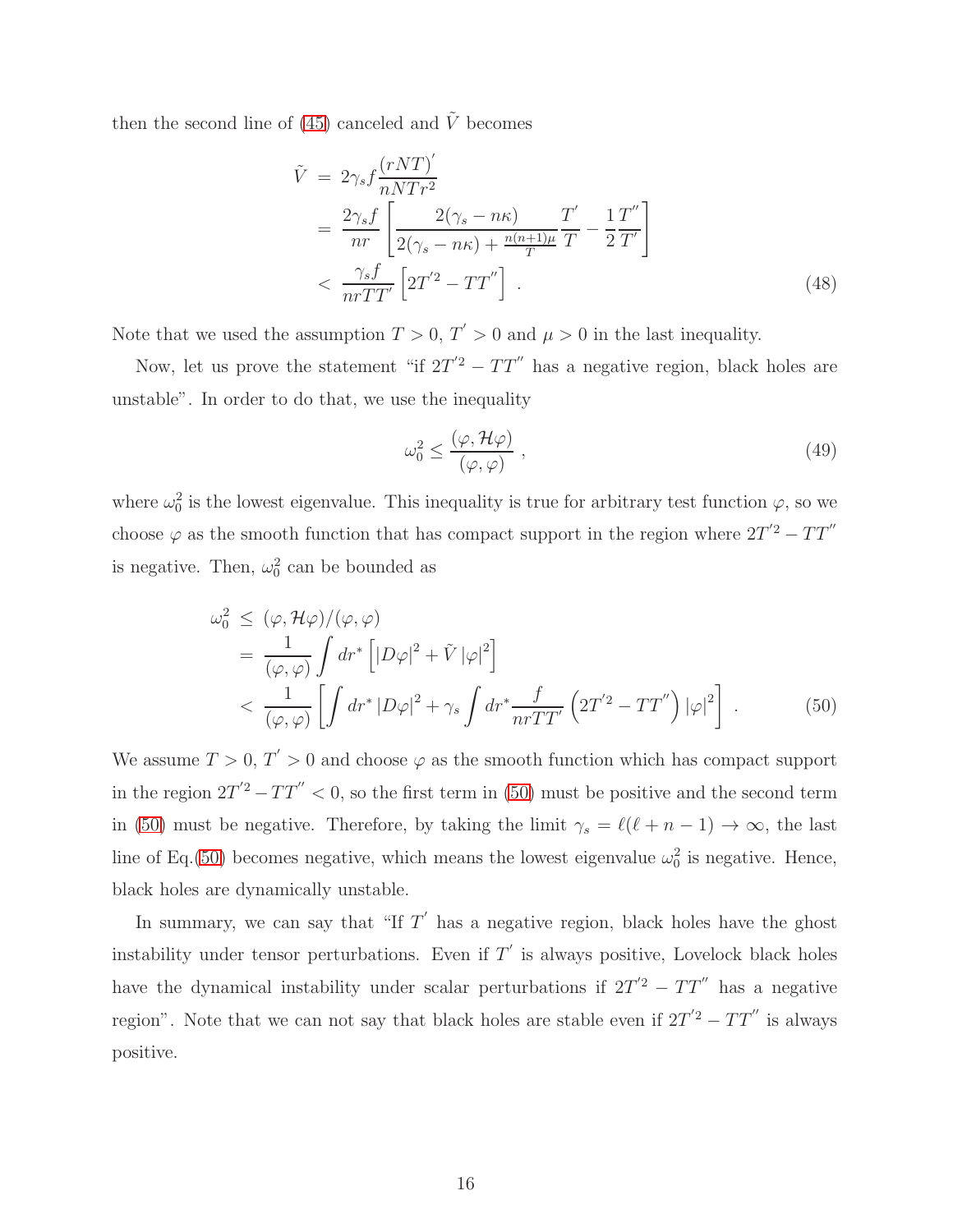then the second line of (45) canceled and $\tilde{V}$ becomes

$$
\begin{aligned}
\tilde{V} &= 2\gamma_s f \frac{(rNT)^{'}}{nNTr^2} \\
&= \frac{2\gamma_s f}{nr}\left[\frac{2(\gamma_s - n\kappa)}{2(\gamma_s - n\kappa) + \frac{n(n+1)\mu}{T}}\frac{T^{'}}{T} - \frac{1}{2}\frac{T^{''}}{T^{'}}\right] \\
&< \frac{\gamma_s f}{nrTT^{'}}\left[2T^{'2} - TT^{''}\right] \ . \qquad (48)
\end{aligned}
$$

Note that we used the assumption $T > 0$, $T^{'} > 0$ and $\mu > 0$ in the last inequality.

Now, let us prove the statement "if $2T^{'2} - TT^{''}$ has a negative region, black holes are unstable". In order to do that, we use the inequality

$$
\omega_0^2 \leq \frac{(\varphi, \mathcal{H}\varphi)}{(\varphi, \varphi)} \ , \qquad (49)
$$

where $\omega_0^2$ is the lowest eigenvalue. This inequality is true for arbitrary test function $\varphi$, so we choose $\varphi$ as the smooth function that has compact support in the region where $2T^{'2} - TT^{''}$ is negative. Then, $\omega_0^2$ can be bounded as

$$
\begin{aligned}
\omega_0^2 &\leq (\varphi, \mathcal{H}\varphi)/(\varphi, \varphi) \\
&= \frac{1}{(\varphi, \varphi)}\int dr^* \left[|D\varphi|^2 + \tilde{V}\,|\varphi|^2\right] \\
&< \frac{1}{(\varphi, \varphi)}\left[\int dr^* \,|D\varphi|^2 + \gamma_s \int dr^* \frac{f}{nrTT^{'}}\left(2T^{'2} - TT^{''}\right)|\varphi|^2\right] \ . \qquad (50)
\end{aligned}
$$

We assume $T > 0$, $T^{'} > 0$ and choose $\varphi$ as the smooth function which has compact support in the region $2T^{'2} - TT^{''} < 0$, so the first term in (50) must be positive and the second term in (50) must be negative. Therefore, by taking the limit $\gamma_s = \ell(\ell + n - 1) \to \infty$, the last line of Eq.(50) becomes negative, which means the lowest eigenvalue $\omega_0^2$ is negative. Hence, black holes are dynamically unstable.

In summary, we can say that "If $T^{'}$ has a negative region, black holes have the ghost instability under tensor perturbations. Even if $T^{'}$ is always positive, Lovelock black holes have the dynamical instability under scalar perturbations if $2T^{'2} - TT^{''}$ has a negative region". Note that we can not say that black holes are stable even if $2T^{'2} - TT^{''}$ is always positive.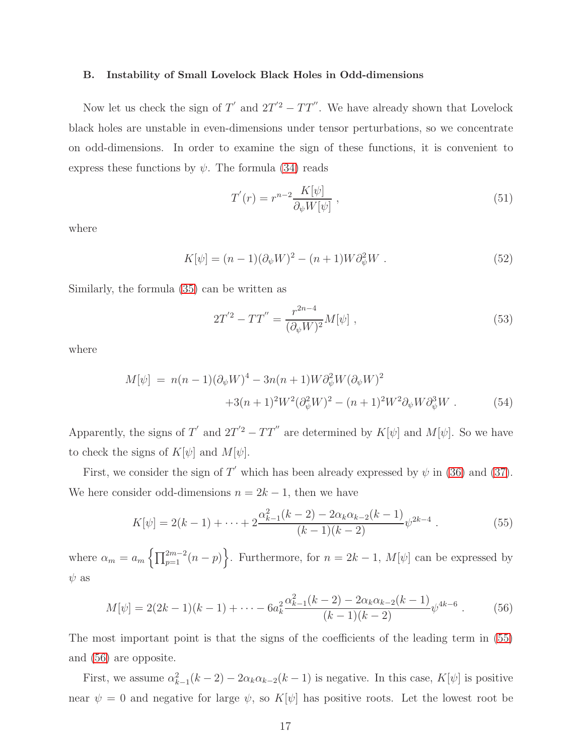### B. Instability of Small Lovelock Black Holes in Odd-dimensions

Now let us check the sign of $T'$ and $2T'^2 - TT''$. We have already shown that Lovelock black holes are unstable in even-dimensions under tensor perturbations, so we concentrate on odd-dimensions. In order to examine the sign of these functions, it is convenient to express these functions by $\psi$. The formula (34) reads

$$T'(r) = r^{n-2} \frac{K[\psi]}{\partial_\psi W[\psi]} \ , \tag{51}$$

where

$$K[\psi] = (n-1)(\partial_\psi W)^2 - (n+1) W \partial_\psi^2 W \ . \tag{52}$$

Similarly, the formula (35) can be written as

$$2T'^2 - TT'' = \frac{r^{2n-4}}{(\partial_\psi W)^2} M[\psi] \ , \tag{53}$$

where

$$\begin{aligned} M[\psi] \ =& \ n(n-1)(\partial_\psi W)^4 - 3n(n+1) W \partial_\psi^2 W (\partial_\psi W)^2 \\ & + 3(n+1)^2 W^2 (\partial_\psi^2 W)^2 - (n+1)^2 W^2 \partial_\psi W \partial_\psi^3 W \ . \end{aligned} \tag{54}$$

Apparently, the signs of $T'$ and $2T'^2 - TT''$ are determined by $K[\psi]$ and $M[\psi]$. So we have to check the signs of $K[\psi]$ and $M[\psi]$.

First, we consider the sign of $T'$ which has been already expressed by $\psi$ in (36) and (37). We here consider odd-dimensions $n = 2k-1$, then we have

$$K[\psi] = 2(k-1) + \cdots + 2 \frac{\alpha_{k-1}^2 (k-2) - 2\alpha_k \alpha_{k-2}(k-1)}{(k-1)(k-2)} \psi^{2k-4} \ . \tag{55}$$

where $\alpha_m = a_m \left\{ \prod_{p=1}^{2m-2} (n-p) \right\}$. Furthermore, for $n = 2k-1$, $M[\psi]$ can be expressed by $\psi$ as

$$M[\psi] = 2(2k-1)(k-1) + \cdots - 6 a_k^2 \frac{\alpha_{k-1}^2 (k-2) - 2\alpha_k \alpha_{k-2}(k-1)}{(k-1)(k-2)} \psi^{4k-6} \ . \tag{56}$$

The most important point is that the signs of the coefficients of the leading term in (55) and (56) are opposite.

First, we assume $\alpha_{k-1}^2 (k-2) - 2\alpha_k \alpha_{k-2}(k-1)$ is negative. In this case, $K[\psi]$ is positive near $\psi = 0$ and negative for large $\psi$, so $K[\psi]$ has positive roots. Let the lowest root be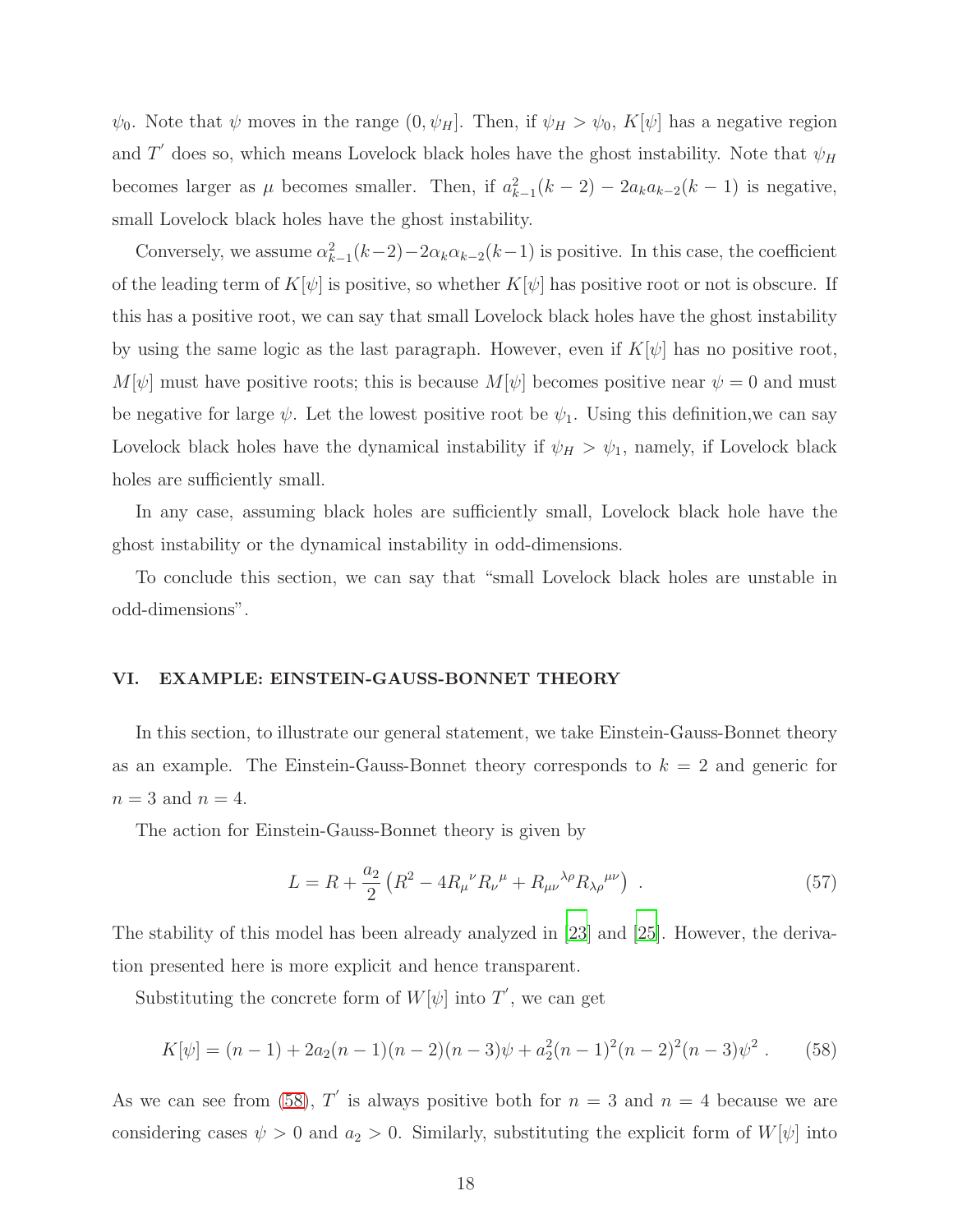$\psi_0$. Note that $\psi$ moves in the range $(0, \psi_H]$. Then, if $\psi_H > \psi_0$, $K[\psi]$ has a negative region and $T^{'}$ does so, which means Lovelock black holes have the ghost instability. Note that $\psi_H$ becomes larger as $\mu$ becomes smaller. Then, if $a_{k-1}^2(k-2) - 2a_k a_{k-2}(k-1)$ is negative, small Lovelock black holes have the ghost instability.

Conversely, we assume $\alpha_{k-1}^2(k-2) - 2\alpha_k\alpha_{k-2}(k-1)$ is positive. In this case, the coefficient of the leading term of $K[\psi]$ is positive, so whether $K[\psi]$ has positive root or not is obscure. If this has a positive root, we can say that small Lovelock black holes have the ghost instability by using the same logic as the last paragraph. However, even if $K[\psi]$ has no positive root, $M[\psi]$ must have positive roots; this is because $M[\psi]$ becomes positive near $\psi = 0$ and must be negative for large $\psi$. Let the lowest positive root be $\psi_1$. Using this definition,we can say Lovelock black holes have the dynamical instability if $\psi_H > \psi_1$, namely, if Lovelock black holes are sufficiently small.

In any case, assuming black holes are sufficiently small, Lovelock black hole have the ghost instability or the dynamical instability in odd-dimensions.

To conclude this section, we can say that "small Lovelock black holes are unstable in odd-dimensions".

## VI. EXAMPLE: EINSTEIN-GAUSS-BONNET THEORY

In this section, to illustrate our general statement, we take Einstein-Gauss-Bonnet theory as an example. The Einstein-Gauss-Bonnet theory corresponds to $k = 2$ and generic for $n = 3$ and $n = 4$.

The action for Einstein-Gauss-Bonnet theory is given by

$$L = R + \frac{a_2}{2}\left(R^2 - 4R_\mu{}^\nu R_\nu{}^\mu + R_{\mu\nu}{}^{\lambda\rho}R_{\lambda\rho}{}^{\mu\nu}\right) \ . \tag{57}$$

The stability of this model has been already analyzed in [23] and [25]. However, the derivation presented here is more explicit and hence transparent.

Substituting the concrete form of $W[\psi]$ into $T^{'}$, we can get

$$K[\psi] = (n-1) + 2a_2(n-1)(n-2)(n-3)\psi + a_2^2(n-1)^2(n-2)^2(n-3)\psi^2 \ . \tag{58}$$

As we can see from (58), $T^{'}$ is always positive both for $n = 3$ and $n = 4$ because we are considering cases $\psi > 0$ and $a_2 > 0$. Similarly, substituting the explicit form of $W[\psi]$ into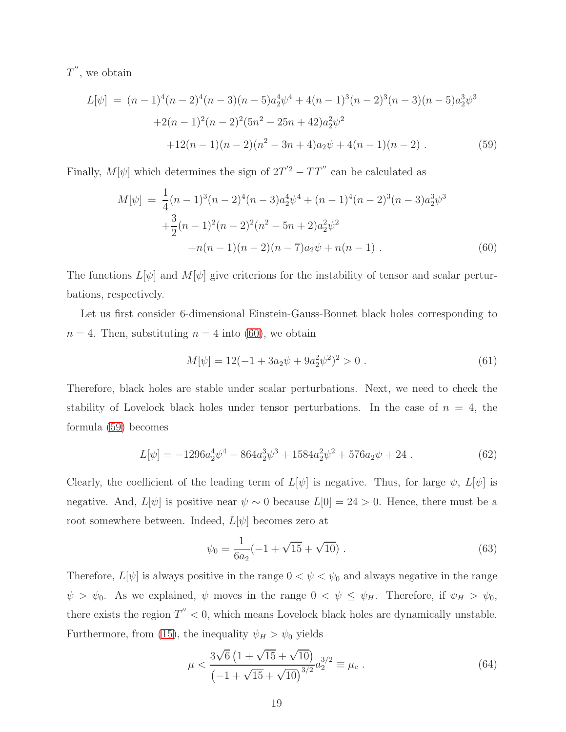$T''$, we obtain

$$
\begin{aligned}
L[\psi] \;=\; & (n-1)^4(n-2)^4(n-3)(n-5)a_2^4\psi^4 + 4(n-1)^3(n-2)^3(n-3)(n-5)a_2^3\psi^3 \\
& +2(n-1)^2(n-2)^2(5n^2-25n+42)a_2^2\psi^2 \\
& \quad +12(n-1)(n-2)(n^2-3n+4)a_2\psi + 4(n-1)(n-2) \; . \qquad (59)
\end{aligned}
$$

Finally, $M[\psi]$ which determines the sign of $2T'^2 - TT''$ can be calculated as

$$
\begin{aligned}
M[\psi] \;=\; & \frac{1}{4}(n-1)^3(n-2)^4(n-3)a_2^4\psi^4 + (n-1)^4(n-2)^3(n-3)a_2^3\psi^3 \\
& +\frac{3}{2}(n-1)^2(n-2)^2(n^2-5n+2)a_2^2\psi^2 \\
& \quad +n(n-1)(n-2)(n-7)a_2\psi + n(n-1) \; . \qquad (60)
\end{aligned}
$$

The functions $L[\psi]$ and $M[\psi]$ give criterions for the instability of tensor and scalar perturbations, respectively.

Let us first consider 6-dimensional Einstein-Gauss-Bonnet black holes corresponding to $n = 4$. Then, substituting $n = 4$ into (60), we obtain

$$
M[\psi] = 12(-1 + 3a_2\psi + 9a_2^2\psi^2)^2 > 0 \; . \qquad (61)
$$

Therefore, black holes are stable under scalar perturbations. Next, we need to check the stability of Lovelock black holes under tensor perturbations. In the case of $n = 4$, the formula (59) becomes

$$
L[\psi] = -1296a_2^4\psi^4 - 864a_2^3\psi^3 + 1584a_2^2\psi^2 + 576a_2\psi + 24 \; . \qquad (62)
$$

Clearly, the coefficient of the leading term of $L[\psi]$ is negative. Thus, for large $\psi$, $L[\psi]$ is negative. And, $L[\psi]$ is positive near $\psi \sim 0$ because $L[0] = 24 > 0$. Hence, there must be a root somewhere between. Indeed, $L[\psi]$ becomes zero at

$$
\psi_0 = \frac{1}{6a_2}(-1 + \sqrt{15} + \sqrt{10}) \; . \qquad (63)
$$

Therefore, $L[\psi]$ is always positive in the range $0 < \psi < \psi_0$ and always negative in the range $\psi > \psi_0$. As we explained, $\psi$ moves in the range $0 < \psi \leq \psi_H$. Therefore, if $\psi_H > \psi_0$, there exists the region $T'' < 0$, which means Lovelock black holes are dynamically unstable. Furthermore, from (15), the inequality $\psi_H > \psi_0$ yields

$$
\mu < \frac{3\sqrt{6}\left(1 + \sqrt{15} + \sqrt{10}\right)}{\left(-1 + \sqrt{15} + \sqrt{10}\right)^{3/2}} a_2^{3/2} \equiv \mu_c \; . \qquad (64)
$$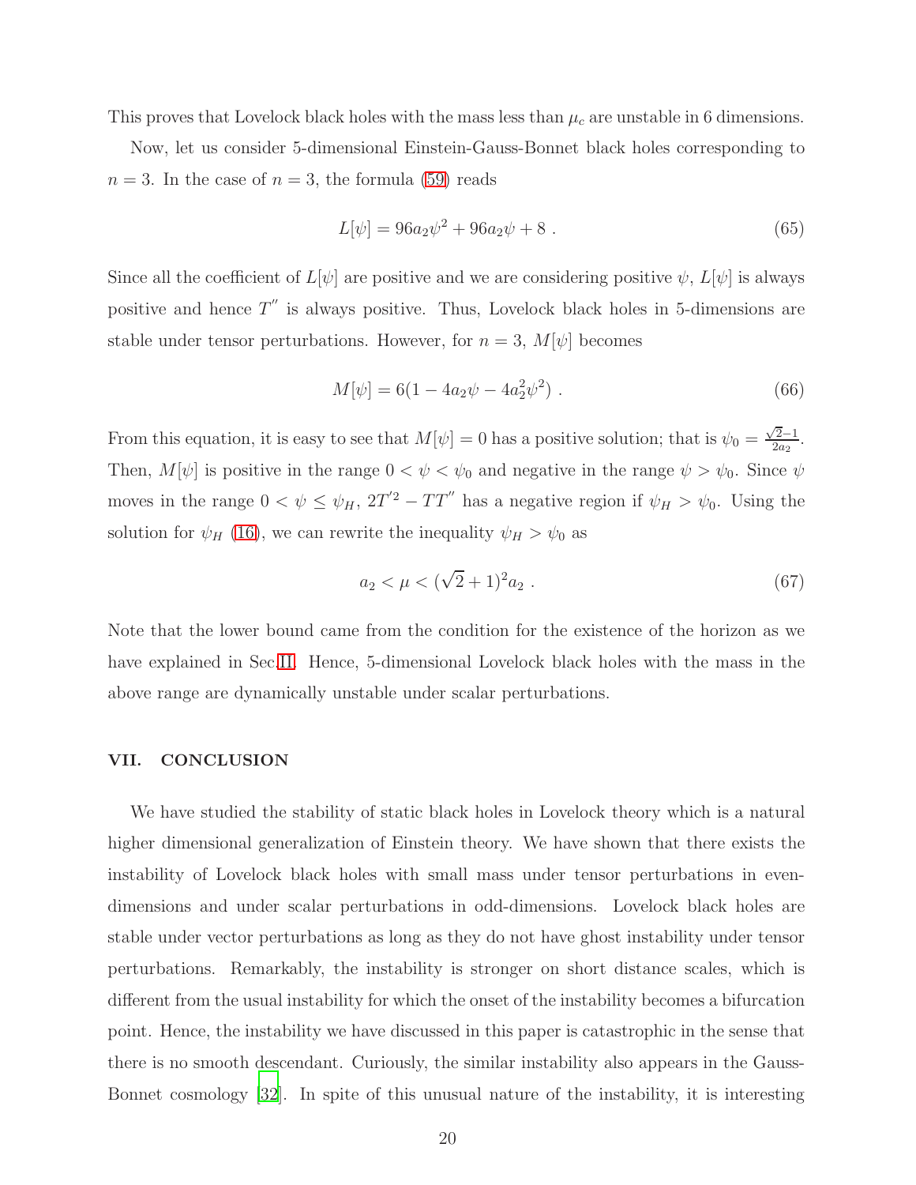This proves that Lovelock black holes with the mass less than $\mu_c$ are unstable in 6 dimensions.

Now, let us consider 5-dimensional Einstein-Gauss-Bonnet black holes corresponding to $n = 3$. In the case of $n = 3$, the formula (59) reads

$$L[\psi] = 96a_2\psi^2 + 96a_2\psi + 8 \ . \tag{65}$$

Since all the coefficient of $L[\psi]$ are positive and we are considering positive $\psi$, $L[\psi]$ is always positive and hence $T''$ is always positive. Thus, Lovelock black holes in 5-dimensions are stable under tensor perturbations. However, for $n = 3$, $M[\psi]$ becomes

$$M[\psi] = 6(1 - 4a_2\psi - 4a_2^2\psi^2) \ . \tag{66}$$

From this equation, it is easy to see that $M[\psi] = 0$ has a positive solution; that is $\psi_0 = \frac{\sqrt{2}-1}{2a_2}$. Then, $M[\psi]$ is positive in the range $0 < \psi < \psi_0$ and negative in the range $\psi > \psi_0$. Since $\psi$ moves in the range $0 < \psi \leq \psi_H$, $2T'^2 - TT''$ has a negative region if $\psi_H > \psi_0$. Using the solution for $\psi_H$ (16), we can rewrite the inequality $\psi_H > \psi_0$ as

$$a_2 < \mu < (\sqrt{2} + 1)^2 a_2 \ . \tag{67}$$

Note that the lower bound came from the condition for the existence of the horizon as we have explained in Sec.II. Hence, 5-dimensional Lovelock black holes with the mass in the above range are dynamically unstable under scalar perturbations.

## VII. CONCLUSION

We have studied the stability of static black holes in Lovelock theory which is a natural higher dimensional generalization of Einstein theory. We have shown that there exists the instability of Lovelock black holes with small mass under tensor perturbations in even-dimensions and under scalar perturbations in odd-dimensions. Lovelock black holes are stable under vector perturbations as long as they do not have ghost instability under tensor perturbations. Remarkably, the instability is stronger on short distance scales, which is different from the usual instability for which the onset of the instability becomes a bifurcation point. Hence, the instability we have discussed in this paper is catastrophic in the sense that there is no smooth descendant. Curiously, the similar instability also appears in the Gauss-Bonnet cosmology [32]. In spite of this unusual nature of the instability, it is interesting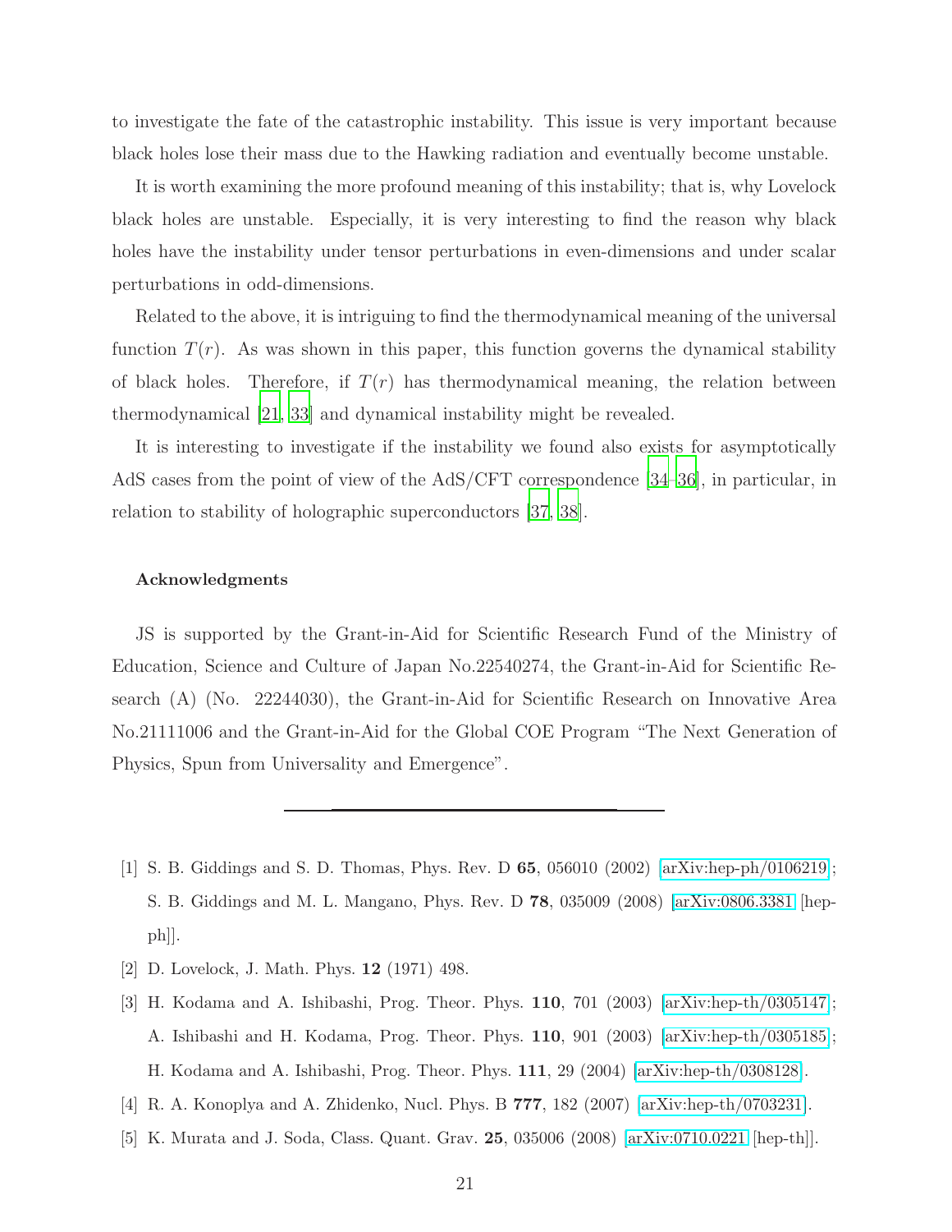to investigate the fate of the catastrophic instability. This issue is very important because black holes lose their mass due to the Hawking radiation and eventually become unstable.

It is worth examining the more profound meaning of this instability; that is, why Lovelock black holes are unstable. Especially, it is very interesting to find the reason why black holes have the instability under tensor perturbations in even-dimensions and under scalar perturbations in odd-dimensions.

Related to the above, it is intriguing to find the thermodynamical meaning of the universal function $T(r)$. As was shown in this paper, this function governs the dynamical stability of black holes. Therefore, if $T(r)$ has thermodynamical meaning, the relation between thermodynamical [21, 33] and dynamical instability might be revealed.

It is interesting to investigate if the instability we found also exists for asymptotically AdS cases from the point of view of the AdS/CFT correspondence [34–36], in particular, in relation to stability of holographic superconductors [37, 38].

#### Acknowledgments

JS is supported by the Grant-in-Aid for Scientific Research Fund of the Ministry of Education, Science and Culture of Japan No.22540274, the Grant-in-Aid for Scientific Research (A) (No. 22244030), the Grant-in-Aid for Scientific Research on Innovative Area No.21111006 and the Grant-in-Aid for the Global COE Program "The Next Generation of Physics, Spun from Universality and Emergence".

---

[1] S. B. Giddings and S. D. Thomas, Phys. Rev. D **65**, 056010 (2002) [arXiv:hep-ph/0106219]; S. B. Giddings and M. L. Mangano, Phys. Rev. D **78**, 035009 (2008) [arXiv:0806.3381 [hep-ph]].

[2] D. Lovelock, J. Math. Phys. **12** (1971) 498.

[3] H. Kodama and A. Ishibashi, Prog. Theor. Phys. **110**, 701 (2003) [arXiv:hep-th/0305147]; A. Ishibashi and H. Kodama, Prog. Theor. Phys. **110**, 901 (2003) [arXiv:hep-th/0305185]; H. Kodama and A. Ishibashi, Prog. Theor. Phys. **111**, 29 (2004) [arXiv:hep-th/0308128].

[4] R. A. Konoplya and A. Zhidenko, Nucl. Phys. B **777**, 182 (2007) [arXiv:hep-th/0703231].

[5] K. Murata and J. Soda, Class. Quant. Grav. **25**, 035006 (2008) [arXiv:0710.0221 [hep-th]].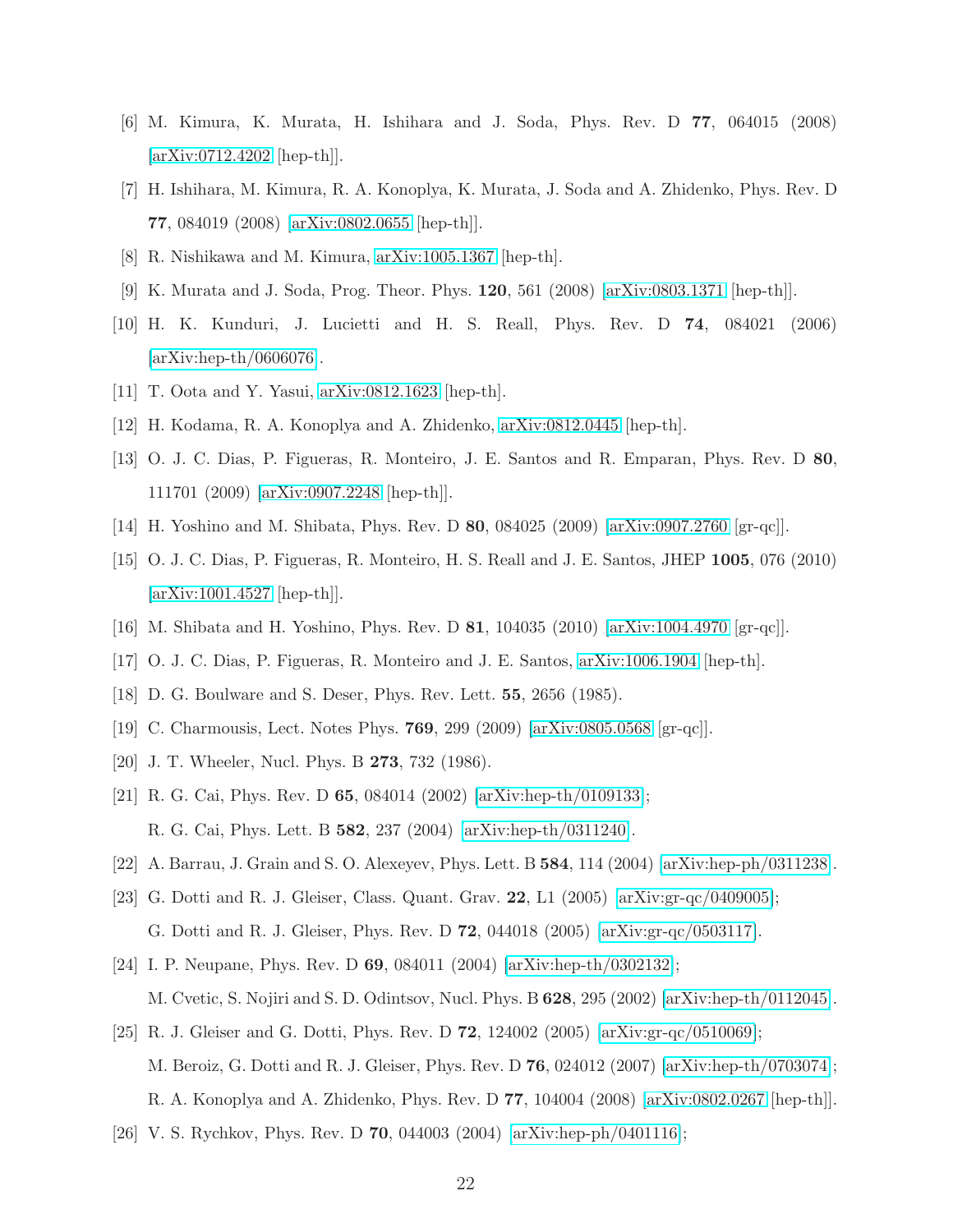[6] M. Kimura, K. Murata, H. Ishihara and J. Soda, Phys. Rev. D **77**, 064015 (2008) [arXiv:0712.4202 [hep-th]].

[7] H. Ishihara, M. Kimura, R. A. Konoplya, K. Murata, J. Soda and A. Zhidenko, Phys. Rev. D **77**, 084019 (2008) [arXiv:0802.0655 [hep-th]].

[8] R. Nishikawa and M. Kimura, arXiv:1005.1367 [hep-th].

[9] K. Murata and J. Soda, Prog. Theor. Phys. **120**, 561 (2008) [arXiv:0803.1371 [hep-th]].

[10] H. K. Kunduri, J. Lucietti and H. S. Reall, Phys. Rev. D **74**, 084021 (2006) [arXiv:hep-th/0606076].

[11] T. Oota and Y. Yasui, arXiv:0812.1623 [hep-th].

[12] H. Kodama, R. A. Konoplya and A. Zhidenko, arXiv:0812.0445 [hep-th].

[13] O. J. C. Dias, P. Figueras, R. Monteiro, J. E. Santos and R. Emparan, Phys. Rev. D **80**, 111701 (2009) [arXiv:0907.2248 [hep-th]].

[14] H. Yoshino and M. Shibata, Phys. Rev. D **80**, 084025 (2009) [arXiv:0907.2760 [gr-qc]].

[15] O. J. C. Dias, P. Figueras, R. Monteiro, H. S. Reall and J. E. Santos, JHEP **1005**, 076 (2010) [arXiv:1001.4527 [hep-th]].

[16] M. Shibata and H. Yoshino, Phys. Rev. D **81**, 104035 (2010) [arXiv:1004.4970 [gr-qc]].

[17] O. J. C. Dias, P. Figueras, R. Monteiro and J. E. Santos, arXiv:1006.1904 [hep-th].

[18] D. G. Boulware and S. Deser, Phys. Rev. Lett. **55**, 2656 (1985).

[19] C. Charmousis, Lect. Notes Phys. **769**, 299 (2009) [arXiv:0805.0568 [gr-qc]].

[20] J. T. Wheeler, Nucl. Phys. B **273**, 732 (1986).

[21] R. G. Cai, Phys. Rev. D **65**, 084014 (2002) [arXiv:hep-th/0109133]; R. G. Cai, Phys. Lett. B **582**, 237 (2004) [arXiv:hep-th/0311240].

[22] A. Barrau, J. Grain and S. O. Alexeyev, Phys. Lett. B **584**, 114 (2004) [arXiv:hep-ph/0311238].

[23] G. Dotti and R. J. Gleiser, Class. Quant. Grav. **22**, L1 (2005) [arXiv:gr-qc/0409005]; G. Dotti and R. J. Gleiser, Phys. Rev. D **72**, 044018 (2005) [arXiv:gr-qc/0503117].

[24] I. P. Neupane, Phys. Rev. D **69**, 084011 (2004) [arXiv:hep-th/0302132]; M. Cvetic, S. Nojiri and S. D. Odintsov, Nucl. Phys. B **628**, 295 (2002) [arXiv:hep-th/0112045].

[25] R. J. Gleiser and G. Dotti, Phys. Rev. D **72**, 124002 (2005) [arXiv:gr-qc/0510069]; M. Beroiz, G. Dotti and R. J. Gleiser, Phys. Rev. D **76**, 024012 (2007) [arXiv:hep-th/0703074]; R. A. Konoplya and A. Zhidenko, Phys. Rev. D **77**, 104004 (2008) [arXiv:0802.0267 [hep-th]].

[26] V. S. Rychkov, Phys. Rev. D **70**, 044003 (2004) [arXiv:hep-ph/0401116];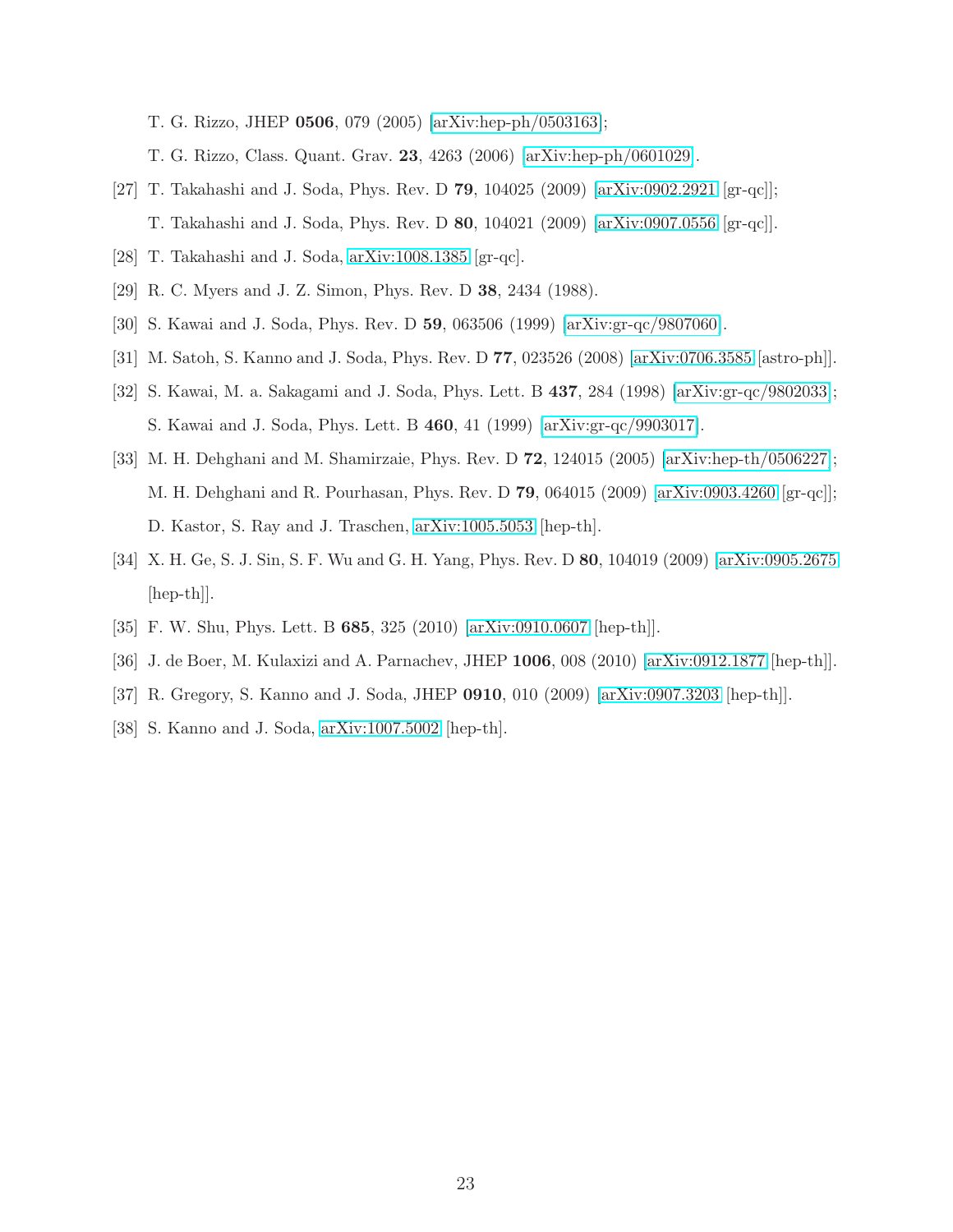T. G. Rizzo, JHEP **0506**, 079 (2005) [arXiv:hep-ph/0503163];

T. G. Rizzo, Class. Quant. Grav. **23**, 4263 (2006) [arXiv:hep-ph/0601029].

[27] T. Takahashi and J. Soda, Phys. Rev. D **79**, 104025 (2009) [arXiv:0902.2921 [gr-qc]]; T. Takahashi and J. Soda, Phys. Rev. D **80**, 104021 (2009) [arXiv:0907.0556 [gr-qc]].

[28] T. Takahashi and J. Soda, arXiv:1008.1385 [gr-qc].

[29] R. C. Myers and J. Z. Simon, Phys. Rev. D **38**, 2434 (1988).

[30] S. Kawai and J. Soda, Phys. Rev. D **59**, 063506 (1999) [arXiv:gr-qc/9807060].

[31] M. Satoh, S. Kanno and J. Soda, Phys. Rev. D **77**, 023526 (2008) [arXiv:0706.3585 [astro-ph]].

[32] S. Kawai, M. a. Sakagami and J. Soda, Phys. Lett. B **437**, 284 (1998) [arXiv:gr-qc/9802033]; S. Kawai and J. Soda, Phys. Lett. B **460**, 41 (1999) [arXiv:gr-qc/9903017].

[33] M. H. Dehghani and M. Shamirzaie, Phys. Rev. D **72**, 124015 (2005) [arXiv:hep-th/0506227]; M. H. Dehghani and R. Pourhasan, Phys. Rev. D **79**, 064015 (2009) [arXiv:0903.4260 [gr-qc]]; D. Kastor, S. Ray and J. Traschen, arXiv:1005.5053 [hep-th].

[34] X. H. Ge, S. J. Sin, S. F. Wu and G. H. Yang, Phys. Rev. D **80**, 104019 (2009) [arXiv:0905.2675 [hep-th]].

[35] F. W. Shu, Phys. Lett. B **685**, 325 (2010) [arXiv:0910.0607 [hep-th]].

[36] J. de Boer, M. Kulaxizi and A. Parnachev, JHEP **1006**, 008 (2010) [arXiv:0912.1877 [hep-th]].

[37] R. Gregory, S. Kanno and J. Soda, JHEP **0910**, 010 (2009) [arXiv:0907.3203 [hep-th]].

[38] S. Kanno and J. Soda, arXiv:1007.5002 [hep-th].